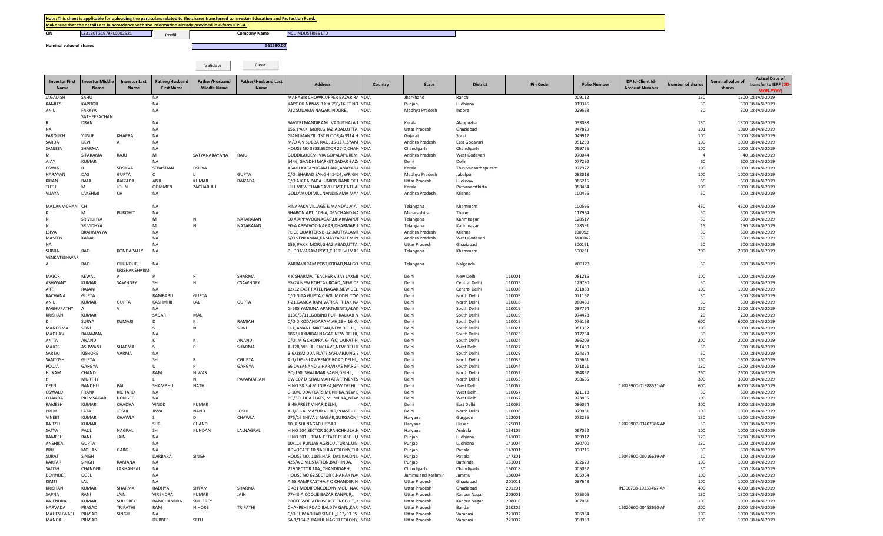**Note: This sheet is applicable for uploading the particulars related to the shares transferred to Investor Education and Protection Fund.**
**Make sure that the details are in accordance with the information already provided in e-form IEPF-4.**

CIN: L33130TG1979PLC002521 | Prefill | Company Name: NCL INDUSTRIES LTD

Nominal value of shares: 561530.00

Validate | Clear

| Investor First Name | Investor Middle Name | Investor Last Name | Father/Husband First Name | Father/Husband Middle Name | Father/Husband Last Name | Address | Country | State | District | Pin Code | Folio Number | DP Id-Client Id-Account Number | Number of shares | Nominal value of shares | Actual Date of transfer to IEPF (DD-MON-YYYY) |
|---|---|---|---|---|---|---|---|---|---|---|---|---|---|---|---|
| JAGADISH | SAHU | | NA | | | MAHABIR CHOWK,UPPER BAZAR,RA | INDIA | Jharkhand | Ranchi | | 009112 | | 130 | 1300 | 18-JAN-2019 |
| KAMLESH | KAPOOR | | NA | | | KAPOOR NIWAS B XIX 750/16 ST NO | INDIA | Punjab | Ludhiana | | 019346 | | 30 | 300 | 18-JAN-2019 |
| ANIL | FARKYA | | NA | | | 732 SUDAMA NAGAR,INDORE,, | INDIA | Madhya Pradesh | Indore | | 029568 | | 30 | 300 | 18-JAN-2019 |
| R | SATHEESACHAN DRAN | | NA | | | SAVITRI MANDIRAM VADUTHALA J | INDIA | Kerala | Alappuzha | | 033088 | | 130 | 1300 | 18-JAN-2019 |
| NA | | | NA | | | 156, PAKKI MORI,GHAZIABAD,UTTAI | INDIA | Uttar Pradesh | Ghaziabad | | 047829 | | 101 | 1010 | 18-JAN-2019 |
| FAROUKH | YUSUF | KHAPRA | NA | | | GIANI MANZIL 1ST FLOOR,4/3314 H | INDIA | Gujarat | Surat | | 049912 | | 100 | 1000 | 18-JAN-2019 |
| SARDA | DEVI | A | NA | | | M/O A V SUBBA RAO, 15-117,,SYAM | INDIA | Andhra Pradesh | East Godavari | | 051293 | | 100 | 1000 | 18-JAN-2019 |
| SANJEEV | SHARMA | | NA | | | HOUSE NO 3388,SECTOR 27-D,CHAN | INDIA | Chandigarh | Chandigarh | | 059756 | | 100 | 1000 | 18-JAN-2019 |
| M | SITARAMA | RAJU | M | SATYANARAYANA | RAJU | GUDDIGUDEM, VIA GOPALAPUREM, | INDIA | Andhra Pradesh | West Godavari | | 070044 | | 4 | 40 | 18-JAN-2019 |
| AJAY | KUMAR | | NA | | | 5446, GANDHI MARKET,SADAR BAZ/ | INDIA | Delhi | Delhi | | 077292 | | 60 | 600 | 18-JAN-2019 |
| OSWIN | B | SDSILVA | SEBASTIAN | DSILVA | | ASAHI KARAYOGAM LANE,ANAYARA | INDIA | Kerala | Thiruvananthapuram | | 077977 | | 100 | 1000 | 18-JAN-2019 |
| NARAYAN | DAS | GUPTA | C | L | GUPTA | C/O. SHARAD SANGHI,1424, WRIGH | INDIA | Madhya Pradesh | Jabalpur | | 082018 | | 100 | 1000 | 18-JAN-2019 |
| KIRAN | BALA | RAIZADA | ANIL | KUMAR | RAIZADA | C/O A K RAIZADA UNION BANK OF I | INDIA | Uttar Pradesh | Lucknow | | 086215 | | 65 | 650 | 18-JAN-2019 |
| TUTU | M | JOHN | OOMMEN | ZACHARIAH | | HILL VIEW,THAIKCAVU EAST,PATHAI | INDIA | Kerala | Pathanamthitta | | 088484 | | 100 | 1000 | 18-JAN-2019 |
| VIJAYA | LAKSHMI | CH | NA | | | GOLLAMUDI VILL,NANDIGAMA MAN | INDIA | Andhra Pradesh | Krishna | | 100476 | | 50 | 500 | 18-JAN-2019 |
| MADANMOHAN | CH | | NA | | | PINAPAKA VILLAGE & MANDAL,VIA I | INDIA | Telangana | Khammam | | 100596 | | 450 | 4500 | 18-JAN-2019 |
| K | M | PUROHIT | NA | | | SHARON APT. 103-A, DEVCHAND NA | INDIA | Maharashtra | Thane | | 117964 | | 50 | 500 | 18-JAN-2019 |
| N | SRIVIDHYA | | M | N | NATARAJAN | 60 A APPAVOONAGAR,DHARMAPUR | INDIA | Telangana | Karimnagar | | 128517 | | 50 | 500 | 18-JAN-2019 |
| N | SRIVIDHYA | | M | N | NATARAJAN | 60-A APPAVOO NAGAR,DHARMAPU | INDIA | Telangana | Karimnagar | | 128591 | | 15 | 150 | 18-JAN-2019 |
| LSIVA | BRAHMAYYA | | NA | | | PLICE QUARTERS B-12,,MUTYALAMP | INDIA | Andhra Pradesh | Krishna | | L00092 | | 30 | 300 | 18-JAN-2019 |
| MASEEN | KADALI | | NA | | | S/O VENKANNA,KAMAYYAPALEM P( | INDIA | Andhra Pradesh | West Godavari | | M00062 | | 50 | 500 | 18-JAN-2019 |
| NA | | | NA | | | 156, PAKKI MORI,GHAZIABAD,UTTAI | INDIA | Uttar Pradesh | Ghaziabad | | S00191 | | 50 | 500 | 18-JAN-2019 |
| SUBBA | RAO | KONDAPALLY | NA | | | BUDDAVARAM POST,CHERUVUMAI | INDIA | Telangana | Khammam | | S00231 | | 200 | 2000 | 18-JAN-2019 |
| VENKATESHWAR A | RAO | CHUNDURU KRISHANSHARM | NA | | | YARRAVARAM POST,KODAD,NALGO | INDIA | Telangana | Nalgonda | | V00123 | | 60 | 600 | 18-JAN-2019 |
| MAJOR | KEWAL | A | P | R | SHARMA | K K SHARMA, TEACHER VIJAY LAXMI | INDIA | Delhi | New Delhi | 110001 | 081215 | | 100 | 1000 | 18-JAN-2019 |
| ASHWANY | KUMAR | SAWHNEY | SH | H | CSAWHNEY | 65/24 NEW ROHTAK ROAD,,NEW DE | INDIA | Delhi | Central Delhi | 110005 | 129790 | | 50 | 500 | 18-JAN-2019 |
| ARTI | RAJANI | | NA | | | 12/12 EAST PATEL NAGAR,NEW DELI | INDIA | Delhi | Central Delhi | 110008 | 031883 | | 100 | 1000 | 18-JAN-2019 |
| RACHANA | GUPTA | | RAMBABU | GUPTA | | C/O NITA GUPTA,C 6/8, MODEL TOW | INDIA | Delhi | North Delhi | 110009 | 071162 | | 30 | 300 | 18-JAN-2019 |
| ANIL | KUMAR | GUPTA | KASHMIRI | LAL | GUPTA | J-21,GANGA RAM,VATIKA TILAK NA | INDIA | Delhi | North Delhi | 110018 | 080460 | | 30 | 300 | 18-JAN-2019 |
| RAGHUPATHY | A | V | NA | | | G-205 YAMUNA APARTMENTS,ALAK | INDIA | Delhi | South Delhi | 110019 | 037764 | | 250 | 2500 | 18-JAN-2019 |
| KRISHAN | KUMAR | | SAGAR | MAL | | 1136/B/11,,GOBIND PURI,KALKAJI N | INDIA | Delhi | South Delhi | 110019 | 074478 | | 20 | 200 | 18-JAN-2019 |
| D | SURYA | KUMARI | D | K | RAMIAH | C/O D KODANDARAMIAH,SBH,16 KU | INDIA | Delhi | South Delhi | 110019 | 076163 | | 600 | 6000 | 18-JAN-2019 |
| MANORMA | SONI | | S | N | SONI | D-1, ANAND NIKETAN,NEW DELHI,, | INDIA | Delhi | South Delhi | 110021 | 081332 | | 100 | 1000 | 18-JAN-2019 |
| MADHAV | RAJAMMA | | NA | | | 1863,LAXMIBAI NAGAR,NEW DELHI, | INDIA | Delhi | South Delhi | 110023 | 017234 | | 30 | 300 | 18-JAN-2019 |
| ANITA | ANAND | | K | K | ANAND | C/O. M G CHOPRA,G-I/80, LAJPAT N | INDIA | Delhi | South Delhi | 110024 | 096209 | | 200 | 2000 | 18-JAN-2019 |
| MAJOR | ASHWANI | SHARMA | S | P | SHARMA | A-128, VISHAL ENCLAVE,NEW DELHI | INDIA | Delhi | West Delhi | 110027 | 081459 | | 50 | 500 | 18-JAN-2019 |
| SARTAJ | KISHORE | VARMA | NA | | | B-6/28/2 DDA FLATS,SAFDARJUNG E | INDIA | Delhi | South Delhi | 110029 | 024374 | | 50 | 500 | 18-JAN-2019 |
| SANTOSH | GUPTA | | SH | R | CGUPTA | A-1/265-B LAWRENCE ROAD,DELHI,, | INDIA | Delhi | North Delhi | 110035 | 075661 | | 160 | 1600 | 18-JAN-2019 |
| POOJA | GARGYA | | U | P | GARGYA | 56 DAYANAND VIHAR,VIKAS MARG I | INDIA | Delhi | South Delhi | 110044 | 071821 | | 130 | 1300 | 18-JAN-2019 |
| HUKAM | CHAND | | RAM | NIWAS | | BQ-158, SHALIMAR BAGH,DELHI,, | INDIA | Delhi | North Delhi | 110052 | 084857 | | 260 | 2600 | 18-JAN-2019 |
| P | MURTHY | | L | N | PAVAMARIAN | BW 107 D SHALIMAR APARTMENTS | INDIA | Delhi | North Delhi | 110053 | 098685 | | 300 | 3000 | 18-JAN-2019 |
| DEEN | BANDHU | PAL | SHAMBHU | NATH | | H NO 98 B 4 MUNIRKA,NEW DELHI,, | INDIA | Delhi | West Delhi | 110067 | | 12029900-01988531-AI | 600 | 6000 | 18-JAN-2019 |
| OSWALD | FRANK | RICHARD | NA | | | C-10/C DDA FLATS MUNIRKA,NEW D | INDIA | Delhi | West Delhi | 110067 | 021118 | | 30 | 300 | 18-JAN-2019 |
| CHANDA | PREMSAGAR | DONGRE | NA | | | BG/6D, DDA FLATS, MUNIRKA,,NEW | INDIA | Delhi | West Delhi | 110067 | 023895 | | 100 | 1000 | 18-JAN-2019 |
| RAMESH | KUMARI | CHADHA | VINOD | KUMAR | | B-49,PREET VIHAR,DELHI,, | INDIA | Delhi | East Delhi | 110092 | 086074 | | 300 | 3000 | 18-JAN-2019 |
| PREM | LATA | JOSHI | JIWA | NAND | JOSHI | A-1/81-A, MAYUR VIHAR,PHASE - III, | INDIA | Delhi | North Delhi | 110096 | 079081 | | 100 | 1000 | 18-JAN-2019 |
| VINEET | KUMAR | CHAWLA | S | D | CHAWLA | 275/16 SHIVA JI NAGAR,GURGAON,I | INDIA | Haryana | Gurgaon | 122001 | 072235 | | 130 | 1300 | 18-JAN-2019 |
| RAJESH | KUMAR | | SHRI | CHAND | | 10,,RISHI NAGAR,HISSAR | INDIA | Haryana | Hissar | 125001 | | 12029900-03407386-AI | 50 | 500 | 18-JAN-2019 |
| SATYA | PAUL | NAGPAL | SH | KUNDAN | LALNAGPAL | H NO 504,SECTOR 10,PANCHKULA,H | INDIA | Haryana | Ambala | 134109 | 067022 | | 100 | 1000 | 18-JAN-2019 |
| RAMESH | RANI | JAIN | NA | | | H NO 501 URBAN ESTATE PHASE - I,( | INDIA | Punjab | Ludhiana | 141002 | 009917 | | 120 | 1200 | 18-JAN-2019 |
| ANSHIKA | GUPTA | | NA | | | 10/116 PUNJAB AGRICULTURAL,UNI | INDIA | Punjab | Ludhiana | 141004 | 030700 | | 130 | 1300 | 18-JAN-2019 |
| BRIJ | MOHAN | GARG | NA | | | ADVOCATE 10 NARULA COLONY,THE | INDIA | Punjab | Patiala | 147001 | 030716 | | 30 | 300 | 18-JAN-2019 |
| SURAT | SINGH | | DARBARA | SINGH | | HOUSE NO. 1195,HARI DAS KALONI,, | INDIA | Punjab | Patiala | 147201 | | 12047900-00016639-AI | 10 | 100 | 18-JAN-2019 |
| KARTAR | SINGH | RAMANA | NA | | | 425/A CIVIL STATION,BATHINDA,, | INDIA | Punjab | Bathinda | 151001 | 002679 | | 100 | 1000 | 18-JAN-2019 |
| SATISH | CHANDER | LAKHANPAL | NA | | | 219 SECTOR 18A,,CHANDIGARH, | INDIA | Chandigarh | Chandigarh | 160018 | 005052 | | 30 | 300 | 18-JAN-2019 |
| DEVINDER | GOEL | | NA | | | HOUSE NO 62,SECTOR 6,NANAK NA( | INDIA | Jammu and Kashmir | Jammu | 180004 | 005934 | | 100 | 1000 | 18-JAN-2019 |
| KIMTI | LAL | | NA | | | A 58 RAMPRASTHA,P O CHANDER N. | INDIA | Uttar Pradesh | Ghaziabad | 201011 | 037643 | | 100 | 1000 | 18-JAN-2019 |
| KRISHAN | KUMAR | SHARMA | RADHYA | SHYAM | SHARMA | C 431 MODIPONCOLONY,MODI NAG | INDIA | Uttar Pradesh | Ghaziabad | 201201 | | IN300708-10233467-AI | 400 | 4000 | 18-JAN-2019 |
| SAPNA | RANI | JAIN | VIRENDRA | KUMAR | JAIN | 77/43-A,COOLIE BAZAR,KANPUR,, | INDIA | Uttar Pradesh | Kanpur Nagar | 208001 | 075306 | | 130 | 1300 | 18-JAN-2019 |
| RAJENDRA | KUMAR | SULLEREY | RAMCHANDRA | SULLEREY | | PROFESSOR,AEROSPACE ENGG.IIT,,K | INDIA | Uttar Pradesh | Kanpur Nagar | 208016 | 067061 | | 100 | 1000 | 18-JAN-2019 |
| NARVADA | PRASAD | TRIPATHI | RAM | NIHORE | TRIPATHI | CHAKREHI ROAD,BALDEV GANJ,KAR' | INDIA | Uttar Pradesh | Banda | 210205 | | 12020600-00458690-AI | 200 | 2000 | 18-JAN-2019 |
| MAHESHWARI | PRASAD | SINGH | NA | | | C/O SHIV ADHAR SINGH,,J 13/93 ES | INDIA | Uttar Pradesh | Varanasi | 221002 | 006984 | | 100 | 1000 | 18-JAN-2019 |
| MANGAL | PRASAD | | DUBBER | SETH | | SA 1/164-7 RAHUL NAGER COLONY, | INDIA | Uttar Pradesh | Varanasi | 221002 | 098938 | | 100 | 1000 | 18-JAN-2019 |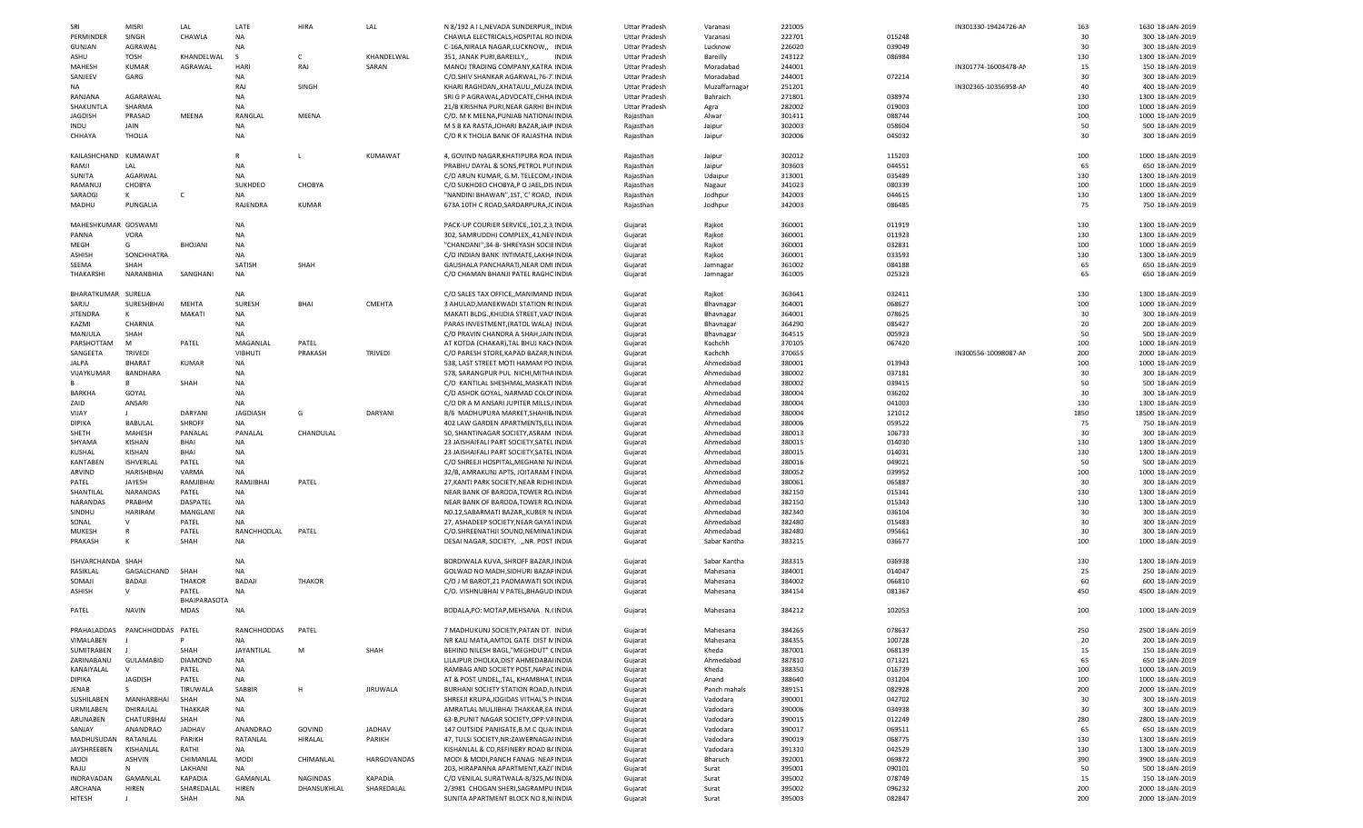| SRI | MISRI | LAL | LATE | HIRA | LAL | N 8/192 A I L,NEVADA SUNDERPUR,, INDIA | Uttar Pradesh | Varanasi | 221005 | | IN301330-19424726-AI | 163 | 1630 | 18-JAN-2019 |
|---|---|---|---|---|---|---|---|---|---|---|---|---|---|---|
| PERMINDER | SINGH | CHAWLA | NA | | | CHAWLA ELECTRICALS,HOSPITAL RO INDIA | Uttar Pradesh | Varanasi | 222701 | 015248 | | 30 | 300 | 18-JAN-2019 |
| GUNJAN | AGRAWAL | | NA | | | C-16A,NIRALA NAGAR,LUCKNOW,, INDIA | Uttar Pradesh | Lucknow | 226020 | 039049 | | 30 | 300 | 18-JAN-2019 |
| ASHU | TOSH | KHANDELWAL | S | C | KHANDELWAL | 351, JANAK PURI,BAREILLY,, INDIA | Uttar Pradesh | Bareilly | 243122 | 086984 | | 130 | 1300 | 18-JAN-2019 |
| MAHESH | KUMAR | AGRAWAL | HARI | RAJ | SARAN | MANOJ TRADING COMPANY,KATRA INDIA | Uttar Pradesh | Moradabad | 244001 | | IN301774-16003478-AI | 15 | 150 | 18-JAN-2019 |
| SANJEEV | GARG | | NA | | | C/O.SHIV SHANKAR AGARWAL,76-7 INDIA | Uttar Pradesh | Moradabad | 244001 | 072214 | | 30 | 300 | 18-JAN-2019 |
| NA | | | RAJ | SINGH | | KHARI RAGHDAN,,KHATAULI,,MUZA INDIA | Uttar Pradesh | Muzaffarnagar | 251201 | | IN302365-10356958-AI | 40 | 400 | 18-JAN-2019 |
| RANJANA | AGARAWAL | | NA | | | SRI G P AGRAWAL,ADVOCATE,CHHA INDIA | Uttar Pradesh | Bahraich | 271801 | 038974 | | 130 | 1300 | 18-JAN-2019 |
| SHAKUNTLA | SHARMA | | NA | | | 21/8 KRISHNA PURI,NEAR GARHI BH INDIA | Uttar Pradesh | Agra | 282002 | 019003 | | 100 | 1000 | 18-JAN-2019 |
| JAGDISH | PRASAD | MEENA | RANGLAL | MEENA | | C/O. M K MEENA,PUNJAB NATIONAL INDIA | Rajasthan | Alwar | 301411 | 088744 | | 100 | 1000 | 18-JAN-2019 |
| INDU | JAIN | | NA | | | M S B KA RASTA,JOHARI BAZAR,JAIP INDIA | Rajasthan | Jaipur | 302003 | 058604 | | 50 | 500 | 18-JAN-2019 |
| CHHAYA | THOLIA | | NA | | | C/O R K THOLIA BANK OF RAJASTHA INDIA | Rajasthan | Jaipur | 302006 | 045032 | | 30 | 300 | 18-JAN-2019 |
| KAILASHCHAND | KUMAWAT | | R | L | KUMAWAT | 4, GOVIND NAGAR,KHATIPURA ROA INDIA | Rajasthan | Jaipur | 302012 | 115203 | | 100 | 1000 | 18-JAN-2019 |
| RAMJI | LAL | | NA | | | PRABHU DAYAL & SONS,PETROL PUI INDIA | Rajasthan | Jaipur | 303603 | 044551 | | 65 | 650 | 18-JAN-2019 |
| SUNITA | AGARWAL | | NA | | | C/O ARUN KUMAR, G.M. TELECOM, INDIA | Rajasthan | Udaipur | 313001 | 035489 | | 130 | 1300 | 18-JAN-2019 |
| RAMANUJ | CHOBYA | | SUKHDEO | CHOBYA | | C/O SUKHDEO CHOBYA,P O JAEL,DIS INDIA | Rajasthan | Nagaur | 341023 | 080339 | | 100 | 1000 | 18-JAN-2019 |
| SARAOGI | K | C | NA | | | "NANDINI BHAWAN",1ST,'C' ROAD, INDIA | Rajasthan | Jodhpur | 342003 | 044615 | | 130 | 1300 | 18-JAN-2019 |
| MADHU | PUNGALIA | | RAJENDRA | KUMAR | | 673A 10TH C ROAD,SARDARPURA,JC INDIA | Rajasthan | Jodhpur | 342003 | 086485 | | 75 | 750 | 18-JAN-2019 |
| MAHESHKUMAR | GOSWAMI | | NA | | | PACK-UP COURIER SERVICE,,101,2,3, INDIA | Gujarat | Rajkot | 360001 | 011919 | | 130 | 1300 | 18-JAN-2019 |
| PANNA | VORA | | NA | | | 302, SAMRUDDHI COMPLEX,,41,NEV INDIA | Gujarat | Rajkot | 360001 | 011923 | | 130 | 1300 | 18-JAN-2019 |
| MEGH | G | BHOJANI | NA | | | "CHANDANI",34-B- SHREYASH SOCIE INDIA | Gujarat | Rajkot | 360001 | 032831 | | 100 | 1000 | 18-JAN-2019 |
| ASHISH | SONCHHATRA | | NA | | | C/O INDIAN BANK INTIMATE,LAKHA INDIA | Gujarat | Rajkot | 360001 | 033593 | | 130 | 1300 | 18-JAN-2019 |
| SEEMA | SHAH | | SATISH | SHAH | | GAUSHALA PANCHARATI,NEAR OMI INDIA | Gujarat | Jamnagar | 361002 | 084188 | | 65 | 650 | 18-JAN-2019 |
| THAKARSHI | NARANBHIA | SANGHANI | NA | | | C/O CHAMAN BHANJI PATEL RAGHC INDIA | Gujarat | Jamnagar | 361005 | 025323 | | 65 | 650 | 18-JAN-2019 |
| BHARATKUMAR | SURELIA | | NA | | | C/O SALES TAX OFFICE,,MANIMAND INDIA | Gujarat | Rajkot | 363641 | 032411 | | 130 | 1300 | 18-JAN-2019 |
| SARJU | SURESHBHAI | MEHTA | SURESH | BHAI | CMEHTA | 3 AHULAD,MANEKWADI STATION R( INDIA | Gujarat | Bhavnagar | 364001 | 068627 | | 100 | 1000 | 18-JAN-2019 |
| JITENDRA | K | MAKATI | NA | | | MAKATI BLDG.,KHIJDIA STREET,VAD' INDIA | Gujarat | Bhavnagar | 364001 | 078625 | | 30 | 300 | 18-JAN-2019 |
| KAZMI | CHARNIA | | NA | | | PARAS INVESTMENT,(RATOL WALA) INDIA | Gujarat | Bhavnagar | 364290 | 085427 | | 20 | 200 | 18-JAN-2019 |
| MANJULA | SHAH | | NA | | | C/O PRAVIN CHANDRA A SHAH,JAIN INDIA | Gujarat | Bhavnagar | 364515 | 005923 | | 50 | 500 | 18-JAN-2019 |
| PARSHOTTAM | M | PATEL | MAGANLAL | PATEL | | AT KOTDA (CHAKAR),TAL BHUJ KACI INDIA | Gujarat | Kachchh | 370105 | 067420 | | 100 | 1000 | 18-JAN-2019 |
| SANGEETA | TRIVEDI | | VIBHUTI | PRAKASH | TRIVEDI | C/O PARESH STORE,KAPAD BAZAR,N INDIA | Gujarat | Kachchh | 370655 | | IN300556-10098087-AI | 200 | 2000 | 18-JAN-2019 |
| JALPA | BHARAT | KUMAR | NA | | | 538, LAST STREET MOTI HAMAM PO INDIA | Gujarat | Ahmedabad | 380001 | 013943 | | 100 | 1000 | 18-JAN-2019 |
| VIJAYKUMAR | BANDHARA | | NA | | | 578, SARANGPUR PUL NICHI,MITHA INDIA | Gujarat | Ahmedabad | 380002 | 037181 | | 30 | 300 | 18-JAN-2019 |
| B | B | SHAH | NA | | | C/O KANTILAL SHESHMAL,MASKATI INDIA | Gujarat | Ahmedabad | 380002 | 039415 | | 50 | 500 | 18-JAN-2019 |
| BARKHA | GOYAL | | NA | | | C/O ASHOK GOYAL, NARMAD COLOI INDIA | Gujarat | Ahmedabad | 380004 | 036202 | | 30 | 300 | 18-JAN-2019 |
| ZAID | ANSARI | | NA | | | C/O DR A M ANSARI JUPITER MILLS,I INDIA | Gujarat | Ahmedabad | 380004 | 041003 | | 130 | 1300 | 18-JAN-2019 |
| VIJAY | J | DARYANI | JAGDIASH | G | DARYANI | B/6 MADHUPURA MARKET,SHAHIB INDIA | Gujarat | Ahmedabad | 380004 | 121012 | | 1850 | 18500 | 18-JAN-2019 |
| DIPIKA | BABULAL | SHROFF | NA | | | 402 LAW GARDEN APARTMENTS,ELL INDIA | Gujarat | Ahmedabad | 380006 | 059522 | | 75 | 750 | 18-JAN-2019 |
| SHETH | MAHESH | PANALAL | PANALAL | CHANDULAL | | 50, SHANTINAGAR SOCIETY,ASRAM INDIA | Gujarat | Ahmedabad | 380013 | 106733 | | 30 | 300 | 18-JAN-2019 |
| SHYAMA | KISHAN | BHAI | NA | | | 23 JAISHAIFALI PART SOCIETY,SATEL INDIA | Gujarat | Ahmedabad | 380015 | 014030 | | 130 | 1300 | 18-JAN-2019 |
| KUSHAL | KISHAN | BHAI | NA | | | 23 JAISHAIFALI PART SOCIETY,SATEL INDIA | Gujarat | Ahmedabad | 380015 | 014031 | | 130 | 1300 | 18-JAN-2019 |
| KANTABEN | ISHVERLAL | PATEL | NA | | | C/O SHREEJI HOSPITAL,MEGHANI N/ INDIA | Gujarat | Ahmedabad | 380016 | 049021 | | 50 | 500 | 18-JAN-2019 |
| ARVIND | HARISHBHAI | VARMA | NA | | | 32/B, AMRAKUNJ APTS, JOITARAM F INDIA | Gujarat | Ahmedabad | 380052 | 039952 | | 100 | 1000 | 18-JAN-2019 |
| PATEL | JAYESH | RAMJIBHAI | RAMJIBHAI | PATEL | | 27,KANTI PARK SOCIETY,NEAR RIDHI INDIA | Gujarat | Ahmedabad | 380061 | 065887 | | 30 | 300 | 18-JAN-2019 |
| SHANTILAL | NARANDAS | PATEL | NA | | | NEAR BANK OF BARODA,TOWER RO. INDIA | Gujarat | Ahmedabad | 382150 | 015341 | | 130 | 1300 | 18-JAN-2019 |
| NARANDAS | PRABHM | DASPATEL | NA | | | NEAR BANK OF BARODA,TOWER RO. INDIA | Gujarat | Ahmedabad | 382150 | 015343 | | 130 | 1300 | 18-JAN-2019 |
| SINDHU | HARIRAM | MANGLANI | NA | | | NO.12,SABARMATI BAZAR,,KUBER N INDIA | Gujarat | Ahmedabad | 382340 | 036104 | | 30 | 300 | 18-JAN-2019 |
| SONAL | V | PATEL | NA | | | 27, ASHADEEP SOCIETY,NEAR GAYAT INDIA | Gujarat | Ahmedabad | 382480 | 015483 | | 30 | 300 | 18-JAN-2019 |
| MUKESH | R | PATEL | RANCHHODLAL | PATEL | | C/O.SHREENATHJI SOUND,NEMINAT INDIA | Gujarat | Ahmedabad | 382480 | 095661 | | 30 | 300 | 18-JAN-2019 |
| PRAKASH | K | SHAH | NA | | | DESAI NAGAR, SOCIETY, ,,NR. POST INDIA | Gujarat | Sabar Kantha | 383215 | 036677 | | 100 | 1000 | 18-JAN-2019 |
| ISHVARCHANDA | SHAH | | NA | | | BORDIWALA KUVA, SHROFF BAZAR,I INDIA | Gujarat | Sabar Kantha | 383315 | 036938 | | 130 | 1300 | 18-JAN-2019 |
| RASIKLAL | GAGALCHAND | SHAH | NA | | | GOLWAD NO MADH,SIDHURI BAZAR INDIA | Gujarat | Mahesana | 384001 | 014047 | | 25 | 250 | 18-JAN-2019 |
| SOMAJI | BADAJI | THAKOR | BADAJI | THAKOR | | C/O J M BAROT,21 PADMAWATI SO( INDIA | Gujarat | Mahesana | 384002 | 066810 | | 60 | 600 | 18-JAN-2019 |
| ASHISH | V | PATEL | NA | | | C/O. VISHNUBHAI V PATEL,BHAGUD INDIA | Gujarat | Mahesana | 384154 | 081367 | | 450 | 4500 | 18-JAN-2019 |
| PATEL | NAVIN | BHAIPARASOTA MDAS | NA | | | BODALA,PO: MOTAP,MEHSANA N.( INDIA | Gujarat | Mahesana | 384212 | 102053 | | 100 | 1000 | 18-JAN-2019 |
| PRAHALADDAS | PANCHHODDAS | PATEL | RANCHHODDAS | PATEL | | 7 MADHUKUNJ SOCIETY,PATAN DT. INDIA | Gujarat | Mahesana | 384265 | 078637 | | 250 | 2500 | 18-JAN-2019 |
| VIMALABEN | J | P | NA | | | NR KALI MATA,AMTOL GATE DIST M INDIA | Gujarat | Mahesana | 384355 | 100728 | | 20 | 200 | 18-JAN-2019 |
| SUMITRABEN | J | SHAH | JAYANTILAL | M | SHAH | BEHIND NILESH BAGL,"MEGHDUT" C INDIA | Gujarat | Kheda | 387001 | 068139 | | 15 | 150 | 18-JAN-2019 |
| ZARINABANU | GULAMABID | DIAMOND | NA | | | LILAJPUR DHOLKA,DIST AHMEDABAI INDIA | Gujarat | Ahmedabad | 387810 | 071321 | | 65 | 650 | 18-JAN-2019 |
| KANAIYALAL | V | PATEL | NA | | | RAMBAG AND SOCIETY POST,NAPAD INDIA | Gujarat | Kheda | 388350 | 016739 | | 100 | 1000 | 18-JAN-2019 |
| DIPIKA | JAGDISH | PATEL | NA | | | AT & POST UNDEL,,TAL, KHAMBHAT, INDIA | Gujarat | Anand | 388640 | 031204 | | 100 | 1000 | 18-JAN-2019 |
| JENAB | S | TIRUWALA | SABBIR | H | JIRUWALA | BURHANI SOCIETY STATION ROAD,N INDIA | Gujarat | Panch mahals | 389151 | 082928 | | 200 | 2000 | 18-JAN-2019 |
| SUSHILABEN | MANHARBHAI | SHAH | NA | | | SHREEJI KRUPA,JOGIDAS VITHAL'S P INDIA | Gujarat | Vadodara | 390001 | 042702 | | 30 | 300 | 18-JAN-2019 |
| URMILABEN | DHIRAJLAL | THAKKAR | NA | | | AMRATLAL MULJIBHAI THAKKAR,6A INDIA | Gujarat | Vadodara | 390006 | 034938 | | 30 | 300 | 18-JAN-2019 |
| ARUNABEN | CHATURBHAI | SHAH | NA | | | 63-B,PUNIT NAGAR SOCIETY,OPP.VA INDIA | Gujarat | Vadodara | 390015 | 012249 | | 280 | 2800 | 18-JAN-2019 |
| SANJAY | ANANDRAO | JADHAV | ANANDRAO | GOVIND | JADHAV | 147 OUTSIDE PANIGATE,B.M.C QUA INDIA | Gujarat | Vadodara | 390017 | 069511 | | 65 | 650 | 18-JAN-2019 |
| MADHUSUDAN | RATANLAL | PARIKH | RATANLAL | HIRALAL | PARIKH | 47, TULSI SOCIETY,NR:ZAWERNAGAI INDIA | Gujarat | Vadodara | 390019 | 068775 | | 130 | 1300 | 18-JAN-2019 |
| JAYSHREEBEN | KISHANLAL | RATHI | NA | | | KISHANLAL & CO,REFINERY ROAD B/ INDIA | Gujarat | Vadodara | 391310 | 042529 | | 130 | 1300 | 18-JAN-2019 |
| MODI | ASHVIN | CHIMANLAL | MODI | CHIMANLAL | HARGOVANDAS | MODI & MODI,PANCH FANAG NEAF INDIA | Gujarat | Bharuch | 392001 | 069872 | | 390 | 3900 | 18-JAN-2019 |
| RAJU | N | LAKHANI | NA | | | 203, HIRAPANNA APARTMENT,KAZI' INDIA | Gujarat | Surat | 395001 | 090101 | | 50 | 500 | 18-JAN-2019 |
| INDRAVADAN | GAMANLAL | KAPADIA | GAMANLAL | NAGINDAS | KAPADIA | C/O VENILAL SURATWALA-8/325,M( INDIA | Gujarat | Surat | 395002 | 078749 | | 15 | 150 | 18-JAN-2019 |
| ARCHANA | HIREN | SHAREDALAL | HIREN | DHANSUKHLAL | SHAREDALAL | 2/3981 CHOGAN SHERI,SAGRAMPU INDIA | Gujarat | Surat | 395002 | 096232 | | 200 | 2000 | 18-JAN-2019 |
| HITESH | J | SHAH | NA | | | SUNITA APARTMENT BLOCK NO 8,NI INDIA | Gujarat | Surat | 395003 | 082847 | | 200 | 2000 | 18-JAN-2019 |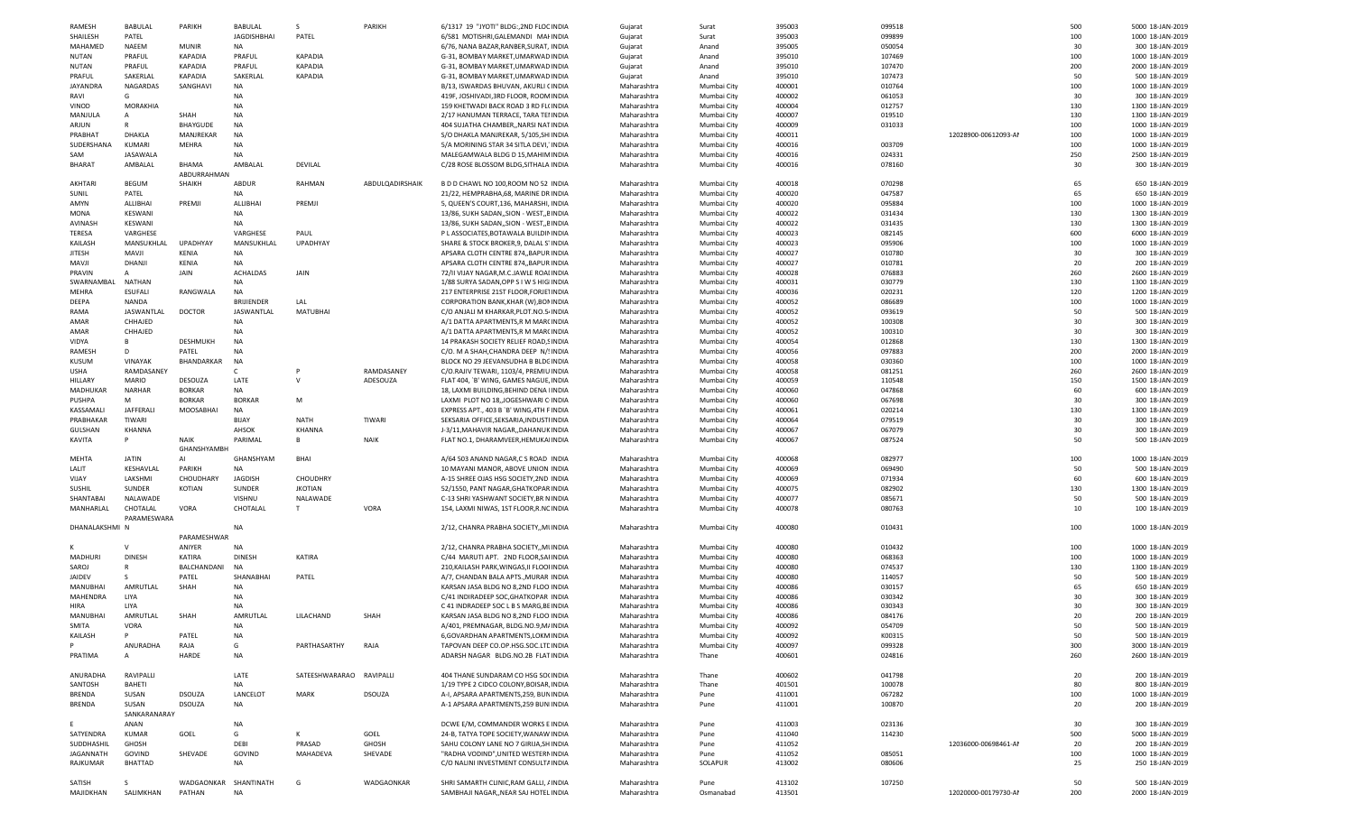| | | | | | | | | | | | | | | | |
|---|---|---|---|---|---|---|---|---|---|---|---|---|---|---|---|
| RAMESH | BABULAL | PARIKH | BABULAL | S | PARIKH | 6/1317 19 "JYOTI" BLDG.,2ND FLOC INDIA | Gujarat | Surat | 395003 | 099518 | | | 500 | 5000 | 18-JAN-2019 |
| SHAILESH | PATEL | | JAGDISHBHAI | PATEL | | 6/581 MOTISHRI,GALEMANDI MAI INDIA | Gujarat | Surat | 395003 | 099899 | | | 100 | 1000 | 18-JAN-2019 |
| MAHAMED | NAEEM | MUNIR | NA | | | 6/76, NANA BAZAR,RANBER,SURAT, INDIA | Gujarat | Anand | 395005 | 050054 | | | 30 | 300 | 18-JAN-2019 |
| NUTAN | PRAFUL | KAPADIA | PRAFUL | KAPADIA | | G-31, BOMBAY MARKET,UMARWAD INDIA | Gujarat | Anand | 395010 | 107469 | | | 100 | 1000 | 18-JAN-2019 |
| NUTAN | PRAFUL | KAPADIA | PRAFUL | KAPADIA | | G-31, BOMBAY MARKET,UMARWAD INDIA | Gujarat | Anand | 395010 | 107470 | | | 200 | 2000 | 18-JAN-2019 |
| PRAFUL | SAKERLAL | KAPADIA | SAKERLAL | KAPADIA | | G-31, BOMBAY MARKET,UMARWAD INDIA | Gujarat | Anand | 395010 | 107473 | | | 50 | 500 | 18-JAN-2019 |
| JAYANDRA | NAGARDAS | SANGHAVI | NA | | | B/13, ISWARDAS BHUVAN, AKURLI CINDIA | Maharashtra | Mumbai City | 400001 | 010764 | | | 100 | 1000 | 18-JAN-2019 |
| RAVI | G | | NA | | | 419F, JOSHIVADI,3RD FLOOR, ROOM INDIA | Maharashtra | Mumbai City | 400002 | 061053 | | | 30 | 300 | 18-JAN-2019 |
| VINOD | MORAKHIA | | NA | | | 159 KHETWADI BACK ROAD 3 RD FLCINDIA | Maharashtra | Mumbai City | 400004 | 012757 | | | 130 | 1300 | 18-JAN-2019 |
| MANJULA | A | SHAH | NA | | | 2/17 HANUMAN TERRACE, TARA TEI INDIA | Maharashtra | Mumbai City | 400007 | 019510 | | | 130 | 1300 | 18-JAN-2019 |
| ARJUN | R | BHAYGUDE | NA | | | 404 SUJATHA CHAMBER,,NARSI NAT INDIA | Maharashtra | Mumbai City | 400009 | 031033 | | | 100 | 1000 | 18-JAN-2019 |
| PRABHAT | DHAKLA | MANJREKAR | NA | | | S/O DHAKLA MANJREKAR, 5/105,SH INDIA | Maharashtra | Mumbai City | 400011 | | 12028900-00612093-AI | | 100 | 1000 | 18-JAN-2019 |
| SUDERSHANA | KUMARI | MEHRA | NA | | | 5/A MORINING STAR 34 SITLA DEVI, INDIA | Maharashtra | Mumbai City | 400016 | 003709 | | | 100 | 1000 | 18-JAN-2019 |
| SAM | JASAWALA | | NA | | | MALEGAMWALA BLDG D 15,MAHIM INDIA | Maharashtra | Mumbai City | 400016 | 024331 | | | 250 | 2500 | 18-JAN-2019 |
| BHARAT | AMBALAL | BHAMA | AMBALAL | DEVILAL | | C/28 ROSE BLOSSOM BLDG,SITHALA INDIA | Maharashtra | Mumbai City | 400016 | 078160 | | | 30 | 300 | 18-JAN-2019 |
| AKHTARI | BEGUM | ABDURRAHMAN SHAIKH | ABDUR | RAHMAN | ABDULQADIRSHAIK | B D D CHAWL NO 100,ROOM NO 52 INDIA | Maharashtra | Mumbai City | 400018 | 070298 | | | 65 | 650 | 18-JAN-2019 |
| SUNIL | PATEL | | NA | | | 21/22, HEMPRABHA,68, MARINE DR INDIA | Maharashtra | Mumbai City | 400020 | 047587 | | | 65 | 650 | 18-JAN-2019 |
| AMYN | ALLIBHAI | PREMJI | ALLIBHAI | PREMJI | | 5, QUEEN'S COURT,136, MAHARSHI, INDIA | Maharashtra | Mumbai City | 400020 | 095884 | | | 100 | 1000 | 18-JAN-2019 |
| MONA | KESWANI | | NA | | | 13/86, SUKH SADAN,,SION - WEST,,B INDIA | Maharashtra | Mumbai City | 400022 | 031434 | | | 130 | 1300 | 18-JAN-2019 |
| AVINASH | KESWANI | | NA | | | 13/86, SUKH SADAN,,SION - WEST,,B INDIA | Maharashtra | Mumbai City | 400022 | 031435 | | | 130 | 1300 | 18-JAN-2019 |
| TERESA | VARGHESE | | VARGHESE | PAUL | | P L ASSOCIATES,BOTAWALA BUILDIN INDIA | Maharashtra | Mumbai City | 400023 | 082145 | | | 600 | 6000 | 18-JAN-2019 |
| KAILASH | MANSUKHLAL | UPADHYAY | MANSUKHLAL | UPADHYAY | | SHARE & STOCK BROKER,9, DALAL S' INDIA | Maharashtra | Mumbai City | 400023 | 095906 | | | 100 | 1000 | 18-JAN-2019 |
| JITESH | MAVJI | KENIA | NA | | | APSARA CLOTH CENTRE 874,,BAPUR INDIA | Maharashtra | Mumbai City | 400027 | 010780 | | | 30 | 300 | 18-JAN-2019 |
| MAVJI | DHANJI | KENIA | NA | | | APSARA CLOTH CENTRE 874,,BAPUR INDIA | Maharashtra | Mumbai City | 400027 | 010781 | | | 20 | 200 | 18-JAN-2019 |
| PRAVIN | A | JAIN | ACHALDAS | JAIN | | 72/II VIJAY NAGAR,M.C.JAWLE ROAI INDIA | Maharashtra | Mumbai City | 400028 | 076883 | | | 260 | 2600 | 18-JAN-2019 |
| SWARNAMBAL | NATHAN | | NA | | | 1/88 SURYA SADAN,OPP S I W S HIG INDIA | Maharashtra | Mumbai City | 400031 | 030779 | | | 130 | 1300 | 18-JAN-2019 |
| MEHRA | ESUFALI | RANGWALA | NA | | | 217 ENTERPRISE 21ST FLOOR,FORJEI INDIA | Maharashtra | Mumbai City | 400036 | 020231 | | | 120 | 1200 | 18-JAN-2019 |
| DEEPA | NANDA | | BRIJENDER | LAL | | CORPORATION BANK,KHAR (W),BOI INDIA | Maharashtra | Mumbai City | 400052 | 086689 | | | 100 | 1000 | 18-JAN-2019 |
| RAMA | JASWANTLAL | DOCTOR | JASWANTLAL | MATUBHAI | | C/O ANJALI M KHARKAR,PLOT.NO.5 INDIA | Maharashtra | Mumbai City | 400052 | 093619 | | | 50 | 500 | 18-JAN-2019 |
| AMAR | CHHAJED | | NA | | | A/1 DATTA APARTMENTS,R M MARC INDIA | Maharashtra | Mumbai City | 400052 | 100308 | | | 30 | 300 | 18-JAN-2019 |
| AMAR | CHHAJED | | NA | | | A/1 DATTA APARTMENTS,R M MARC INDIA | Maharashtra | Mumbai City | 400052 | 100310 | | | 30 | 300 | 18-JAN-2019 |
| VIDYA | B | DESHMUKH | NA | | | 14 PRAKASH SOCIETY RELIEF ROAD,S INDIA | Maharashtra | Mumbai City | 400054 | 012868 | | | 130 | 1300 | 18-JAN-2019 |
| RAMESH | D | PATEL | NA | | | C/O. M A SHAH,CHANDRA DEEP N/ INDIA | Maharashtra | Mumbai City | 400056 | 097883 | | | 200 | 2000 | 18-JAN-2019 |
| KUSUM | VINAYAK | BHANDARKAR | NA | | | BLOCK NO 29 JEEVANSUDHA B BLDC INDIA | Maharashtra | Mumbai City | 400058 | 030360 | | | 100 | 1000 | 18-JAN-2019 |
| USHA | RAMDASANEY | | C | P | RAMDASANEY | C/O.RAJIV TEWARI, 1103/4, PREMIU INDIA | Maharashtra | Mumbai City | 400058 | 081251 | | | 260 | 2600 | 18-JAN-2019 |
| HILLARY | MARIO | DESOUZA | LATE | V | ADESOUZA | FLAT 404, `B' WING, GAMES NAGUE, INDIA | Maharashtra | Mumbai City | 400059 | 110548 | | | 150 | 1500 | 18-JAN-2019 |
| MADHUKAR | NARHAR | BORKAR | NA | | | 18, LAXMI BUILDING,BEHIND DENA I INDIA | Maharashtra | Mumbai City | 400060 | 047868 | | | 60 | 600 | 18-JAN-2019 |
| PUSHPA | M | BORKAR | BORKAR | M | | LAXMI PLOT NO 18,,JOGESHWARI C INDIA | Maharashtra | Mumbai City | 400060 | 067698 | | | 30 | 300 | 18-JAN-2019 |
| KASSAMALI | JAFFERALI | MOOSABHAI | NA | | | EXPRESS APT., 403 B `B' WING,4TH F INDIA | Maharashtra | Mumbai City | 400061 | 020214 | | | 130 | 1300 | 18-JAN-2019 |
| PRABHAKAR | TIWARI | | BIJAY | NATH | TIWARI | SEKSARIA OFFICE,SEKSARIA,INDUSTI INDIA | Maharashtra | Mumbai City | 400064 | 079519 | | | 30 | 300 | 18-JAN-2019 |
| GULSHAN | KHANNA | | AHSOK | KHANNA | | J-3/11,MAHAVIR NAGAR,,DAHANUK INDIA | Maharashtra | Mumbai City | 400067 | 067079 | | | 30 | 300 | 18-JAN-2019 |
| KAVITA | P | NAIK | PARIMAL | B | NAIK | FLAT NO.1, DHARAMVEER,HEMUKAI INDIA | Maharashtra | Mumbai City | 400067 | 087524 | | | 50 | 500 | 18-JAN-2019 |
| MEHTA | JATIN | GHANSHYAMBH AI | GHANSHYAM | BHAI | | A/64 503 ANAND NAGAR,C S ROAD INDIA | Maharashtra | Mumbai City | 400068 | 082977 | | | 100 | 1000 | 18-JAN-2019 |
| LALIT | KESHAVLAL | PARIKH | NA | | | 10 MAYANI MANOR, ABOVE UNION INDIA | Maharashtra | Mumbai City | 400069 | 069490 | | | 50 | 500 | 18-JAN-2019 |
| VIJAY | LAKSHMI | CHOUDHARY | JAGDISH | CHOUDHRY | | A-15 SHREE OJAS HSG SOCIETY,2ND INDIA | Maharashtra | Mumbai City | 400069 | 071934 | | | 60 | 600 | 18-JAN-2019 |
| SUSHIL | SUNDER | KOTIAN | SUNDER | JKOTIAN | | 52/1550, PANT NAGAR,GHATKOPAR INDIA | Maharashtra | Mumbai City | 400075 | 082902 | | | 130 | 1300 | 18-JAN-2019 |
| SHANTABAI | NALAWADE | | VISHNU | NALAWADE | | C-13 SHRI YASHWANT SOCIETY,BR N INDIA | Maharashtra | Mumbai City | 400077 | 085671 | | | 50 | 500 | 18-JAN-2019 |
| MANHARLAL | CHOTALAL | VORA | CHOTALAL | T | VORA | 154, LAXMI NIWAS, 1ST FLOOR,R.NC INDIA | Maharashtra | Mumbai City | 400078 | 080763 | | | 10 | 100 | 18-JAN-2019 |
| DHANALAKSHMI | N | PARAMESWARA | NA | | | 2/12, CHANRA PRABHA SOCIETY,,MI INDIA | Maharashtra | Mumbai City | 400080 | 010431 | | | 100 | 1000 | 18-JAN-2019 |
| K | V | PARAMESHWAR ANIYER | NA | | | 2/12, CHANRA PRABHA SOCIETY,,MI INDIA | Maharashtra | Mumbai City | 400080 | 010432 | | | 100 | 1000 | 18-JAN-2019 |
| MADHURI | DINESH | KATIRA | DINESH | KATIRA | | C/44 MARUTI APT. 2ND FLOOR,SAI INDIA | Maharashtra | Mumbai City | 400080 | 068363 | | | 100 | 1000 | 18-JAN-2019 |
| SAROJ | R | BALCHANDANI | NA | | | 210,KAILASH PARK,WINGAS,II FLOOI INDIA | Maharashtra | Mumbai City | 400080 | 074537 | | | 130 | 1300 | 18-JAN-2019 |
| JAIDEV | S | PATEL | SHANABHAI | PATEL | | A/7, CHANDAN BALA APTS.,MURAR INDIA | Maharashtra | Mumbai City | 400080 | 114057 | | | 50 | 500 | 18-JAN-2019 |
| MANUBHAI | AMRUTLAL | SHAH | NA | | | KARSAN JASA BLDG NO 8,2ND FLOO INDIA | Maharashtra | Mumbai City | 400086 | 030157 | | | 65 | 650 | 18-JAN-2019 |
| MAHENDRA | LIYA | | NA | | | C/41 INDIRADEEP SOC,GHATKOPAR INDIA | Maharashtra | Mumbai City | 400086 | 030342 | | | 30 | 300 | 18-JAN-2019 |
| HIRA | LIYA | | NA | | | C 41 INDRADEEP SOC L B S MARG,BE INDIA | Maharashtra | Mumbai City | 400086 | 030343 | | | 30 | 300 | 18-JAN-2019 |
| MANUBHAI | AMRUTLAL | SHAH | AMRUTLAL | LILACHAND | SHAH | KARSAN JASA BLDG NO 8,2ND FLOO INDIA | Maharashtra | Mumbai City | 400086 | 084176 | | | 20 | 200 | 18-JAN-2019 |
| SMITA | VORA | | NA | | | A/401, PREMNAGAR, BLDG.NO.9,M/ INDIA | Maharashtra | Mumbai City | 400092 | 054709 | | | 50 | 500 | 18-JAN-2019 |
| KAILASH | P | PATEL | NA | | | 6,GOVARDHAN APARTMENTS,LOKM INDIA | Maharashtra | Mumbai City | 400092 | K00315 | | | 50 | 500 | 18-JAN-2019 |
| P | ANURADHA | RAJA | G | PARTHASARTHY | RAJA | TAPOVAN DEEP CO.OP.HSG.SOC.LTC INDIA | Maharashtra | Mumbai City | 400097 | 099328 | | | 300 | 3000 | 18-JAN-2019 |
| PRATIMA | A | HARDE | NA | | | ADARSH NAGAR BLDG.NO.2B FLAT INDIA | Maharashtra | Thane | 400601 | 024816 | | | 260 | 2600 | 18-JAN-2019 |
| ANURADHA | RAVIPALLI | | LATE | SATEESHWARARAO | RAVIPALLI | 404 THANE SUNDARAM CO HSG SOC INDIA | Maharashtra | Thane | 400602 | 041798 | | | 20 | 200 | 18-JAN-2019 |
| SANTOSH | BAHETI | | NA | | | 1/19 TYPE 2 CIDCO COLONY,BOISAR, INDIA | Maharashtra | Thane | 401501 | 100078 | | | 80 | 800 | 18-JAN-2019 |
| BRENDA | SUSAN | DSOUZA | LANCELOT | MARK | DSOUZA | A-I, APSARA APARTMENTS,259, BUN INDIA | Maharashtra | Pune | 411001 | 067282 | | | 100 | 1000 | 18-JAN-2019 |
| BRENDA | SUSAN | DSOUZA | NA | | | A-1 APSARA APARTMENTS,259 BUN INDIA | Maharashtra | Pune | 411001 | 100870 | | | 20 | 200 | 18-JAN-2019 |
| E | SANKARANARAY ANAN | | NA | | | DCWE E/M, COMMANDER WORKS E INDIA | Maharashtra | Pune | 411003 | 023136 | | | 30 | 300 | 18-JAN-2019 |
| SATYENDRA | KUMAR | GOEL | G | K | GOEL | 24-B, TATYA TOPE SOCIETY,WANAW INDIA | Maharashtra | Pune | 411040 | 114230 | | | 500 | 5000 | 18-JAN-2019 |
| SUDDHASHIL | GHOSH | | DEBI | PRASAD | GHOSH | SAHU COLONY LANE NO 7 GIRIJA,SH INDIA | Maharashtra | Pune | 411052 | | 12036000-00698461-AI | | 20 | 200 | 18-JAN-2019 |
| JAGANNATH | GOVIND | SHEVADE | GOVIND | MAHADEVA | SHEVADE | "RADHA VODIND",UNITED WESTERI INDIA | Maharashtra | Pune | 411052 | 085051 | | | 100 | 1000 | 18-JAN-2019 |
| RAJKUMAR | BHATTAD | | NA | | | C/O NALINI INVESTMENT CONSULTA INDIA | Maharashtra | SOLAPUR | 413002 | 080606 | | | 25 | 250 | 18-JAN-2019 |
| SATISH | S | WADGAONKAR | SHANTINATH | G | WADGAONKAR | SHRI SAMARTH CLINIC,RAM GALLI, A INDIA | Maharashtra | Pune | 413102 | 107250 | | | 50 | 500 | 18-JAN-2019 |
| MAJIDKHAN | SALIMKHAN | PATHAN | NA | | | SAMBHAJI NAGAR,,NEAR SAJ HOTEL INDIA | Maharashtra | Osmanabad | 413501 | | 12020000-00179730-AI | | 200 | 2000 | 18-JAN-2019 |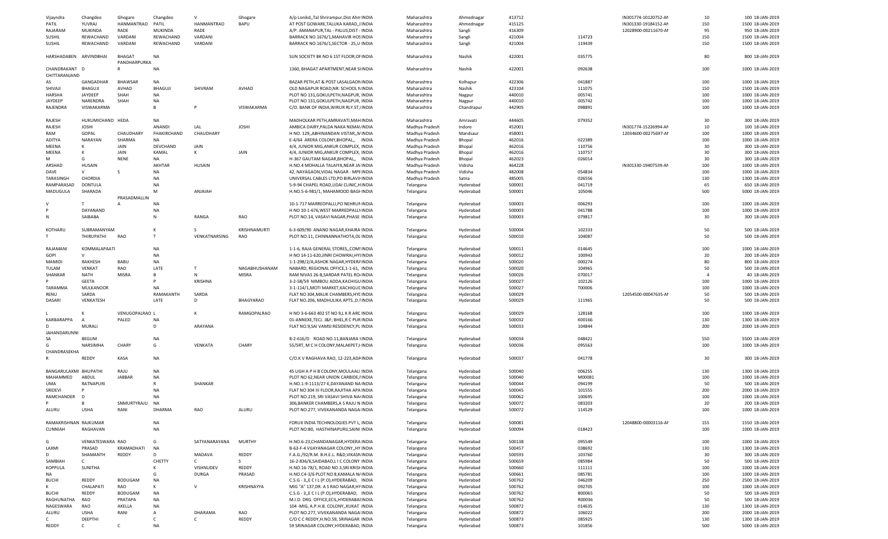| | | | | | | | | | | | | | | | |
|---|---|---|---|---|---|---|---|---|---|---|---|---|---|---|---|
| Vijayndra | Changdeo | Ghogare | Changdeo | V | Ghogare | A/p Lonikd,,Tal Shrirampur,Dist Ahm INDIA | Maharashtra | Ahmednagar | 413712 | | IN301774-10120752-AI | 10 | 100 | 18-JAN-2019 |
| PATIL | YUVRAJ | HANMANTRAO | PATIL | HANMANTRAO | BAPU | AT POST GOWARE,TALUKA KARAD,,I INDIA | Maharashtra | Ahmednagar | 415125 | | IN301330-19184152-AI | 150 | 1500 | 18-JAN-2019 |
| RAJARAM | MUKINDA | RADE | MUKINDA | RADE | | A/P. AMANAPUR,TAL - PALUS,DIST - INDIA | Maharashtra | Sangli | 416309 | | 12028900-00211670-AI | 95 | 950 | 18-JAN-2019 |
| SUSHIL | REWACHAND | VARDANI | REWACHAND | VARDANI | | BARRACK NO.1676/1,MAHAVIR HOS INDIA | Maharashtra | Sangli | 421004 | 114723 | | 150 | 1500 | 18-JAN-2019 |
| SUSHIL | REWACHAND | VARDANI | REWACHAND | VARDANI | | BARRACK NO.1676/1,SECTOR - 25,U INDIA | Maharashtra | Sangli | 421004 | 119439 | | 150 | 1500 | 18-JAN-2019 |
| HARSHADABEN | ARVINDBHAI | BHAGAT PANDHARPURKA | NA | | | SUN SOCIETY BK NO 6 1ST FLOOR,OF INDIA | Maharashtra | Nashik | 422001 | 035775 | | 80 | 800 | 18-JAN-2019 |
| CHANDRAKANT | D | R | NA | | | 1360, BHAGAT APARTMENT,NEAR SI INDIA | Maharashtra | Nashik | 422001 | 092638 | | 100 | 1000 | 18-JAN-2019 |
| CHITTARANJAND AS | GANGADHAR | BHAWSAR | NA | | | BAZAR PETH,AT & POST LASALGAON INDIA | Maharashtra | Kolhapur | 422306 | 041887 | | 100 | 1000 | 18-JAN-2019 |
| SHIVAJI | BHAGUJI | AVHAD | BHAGUJI | SHIVRAM | AVHAD | OLD NAGAPUR ROAD,NR: SCHOOL N INDIA | Maharashtra | Nashik | 423104 | 111075 | | 150 | 1500 | 18-JAN-2019 |
| HARSHA | JAYDEEP | SHAH | NA | | | PLOT NO 131,GOKULPETH,NAGPUR, INDIA | Maharashtra | Nagpur | 440010 | 005741 | | 100 | 1000 | 18-JAN-2019 |
| JAYDEEP | NARENDRA | SHAH | NA | | | PLOT NO 131,GOKULPETH,NAGPUR, INDIA | Maharashtra | Nagpur | 440010 | 005742 | | 100 | 1000 | 18-JAN-2019 |
| RAJENDRA | VISWAKARMA | | B | P | VISWAKARMA | C/O. BANK OF INDIA,WIRUR RLY.ST,I INDIA | Maharashtra | Chandrapur | 442905 | 098891 | | 100 | 1000 | 18-JAN-2019 |
| RAJESH | HUKUMICHAND | HEDA | NA | | | MADHOLKAR PETH,AMRAVATI,MAH INDIA | Maharashtra | Amravati | 444605 | 079352 | | 30 | 300 | 18-JAN-2019 |
| RAJESH | JOSHI | | ANANDI | LAL | JOSHI | AMBICA DAIRY,PALDA NAKA NEMA\ INDIA | Madhya Pradesh | Indore | 452001 | | IN301774-15226994-AI | 10 | 100 | 18-JAN-2019 |
| RAM | GOPAL | CHAUDHARY | FHAKIRCHAND | CHAUDHARY | | H NO. 129,,ABHINANDAN VISTAR,,M INDIA | Madhya Pradesh | Mandsaur | 458001 | | 12034600-00275697-AI | 100 | 1000 | 18-JAN-2019 |
| ADITYA | NARAYAN | SHARMA | NA | | | E-4/64 ARERA COLONY,BHOPAL,, INDIA | Madhya Pradesh | Bhopal | 462016 | 022389 | | 100 | 1000 | 18-JAN-2019 |
| MEENA | K | JAIN | DEVCHAND | JAIN | | 4/4, JUNIOR MIG,ANKUR COMPLEX, INDIA | Madhya Pradesh | Bhopal | 462016 | 110756 | | 30 | 300 | 18-JAN-2019 |
| MEENA | K | JAIN | KAMAL | K | JAIN | 4/4, JUNIOR MIG,ANKUR COMPLEX, INDIA | Madhya Pradesh | Bhopal | 462016 | 110757 | | 30 | 300 | 18-JAN-2019 |
| M | G | NENE | NA | | | H-367 GAUTAM NAGAR,BHOPAL,, INDIA | Madhya Pradesh | Bhopal | 462023 | 026014 | | 30 | 300 | 18-JAN-2019 |
| ARSHAD | HUSAIN | | AKHTAR | HUSAIN | | H.NO.4 MOHALLA TALAIYA,NEAR JA INDIA | Madhya Pradesh | Vidisha | 464228 | | IN301330-19407539-AI | 100 | 1000 | 18-JAN-2019 |
| DAVE | V | S | NA | | | 42, NAYAGAON,VIDAL NAGAR - MPE INDIA | Madhya Pradesh | Vidisha | 482008 | 054834 | | 100 | 1000 | 18-JAN-2019 |
| TARASINGH | CHORDIA | | NA | | | UNIVERSAL CABLES LTD,PO BIRLAVII INDIA | Madhya Pradesh | Satna | 485005 | 026556 | | 130 | 1300 | 18-JAN-2019 |
| RAMPARASAD | DONTULA | | NA | | | 5-9-94 CHAPEL ROAD,UDAI CLINIC,H INDIA | Telangana | Hyderabad | 500001 | 041719 | | 65 | 650 | 18-JAN-2019 |
| MADUGULA | SHARADA | PRASADMALLIN | M | ANJAIAH | | H.NO.5-6-981/1, MAHAMOOD BAGH INDIA | Telangana | Hyderabad | 500001 | 105046 | | 500 | 5000 | 18-JAN-2019 |
| V | T | A | NA | | | 10-1-717 MARREDPALLI,PO NEHRUI INDIA | Telangana | Hyderabad | 500003 | 006293 | | 100 | 1000 | 18-JAN-2019 |
| P | DAYANAND | | NA | | | H NO 10-1-676,WEST MARREDPALLY INDIA | Telangana | Hyderabad | 500003 | 041788 | | 100 | 1000 | 18-JAN-2019 |
| N | SAIBABA | | N | RANGA | RAO | PLOT NO.14, VASAVI NAGAR,PHASE INDIA | Telangana | Hyderabad | 500003 | 079817 | | 30 | 300 | 18-JAN-2019 |
| KOTHARU | SUBRAMANYAM | | K | S | KRISHNAMURTI | 6-3-609/90 ANAND NAGAR,KHAIRA INDIA | Telangana | Hyderabad | 500004 | 102333 | | 50 | 500 | 18-JAN-2019 |
| T | THIRUPATHI | RAO | T | VENKATNARSING | RAO | PLOT NO.11, CHINNANNATHOTA,OL INDIA | Telangana | Hyderabad | 500010 | 104087 | | 50 | 500 | 18-JAN-2019 |
| RAJAMANI | KOMMALAPAATI | | NA | | | 1-1-6, RAJA GENERAL STORES,,COM INDIA | Telangana | Hyderabad | 500011 | 014645 | | 100 | 1000 | 18-JAN-2019 |
| GOPI | V | | NA | | | H NO 14-11-620,JINRI CHOWRAI,HY INDIA | Telangana | Hyderabad | 500012 | 100943 | | 20 | 200 | 18-JAN-2019 |
| MAMIDI | RAKHESH | BABU | NA | | | 1-1-298/2/A,ASHOK NAGAR,HYDERA INDIA | Telangana | Hyderabad | 500020 | 000274 | | 80 | 800 | 18-JAN-2019 |
| TULAM | VENKAT | RAO | LATE | T | NAGABHUSHANAM | NABARD, REGIONAL OFFICE,1-1-61, INDIA | Telangana | Hyderabad | 500020 | 104965 | | 50 | 500 | 18-JAN-2019 |
| SHANKAR | NATH | MISRA | B | N | MISRA | RAM NIVAS 26-B,SARDAR PATEL RO INDIA | Telangana | Hyderabad | 500026 | 070017 | | 4 | 40 | 18-JAN-2019 |
| P | GEETA | | P | KRISHNA | | 3-2-58/59 NIMBOLI ADDA,KACHIGU INDIA | Telangana | Hyderabad | 500027 | 102126 | | 100 | 1000 | 18-JAN-2019 |
| TARAMMA | MULKANOOR | | NA | | | 3-1-114/1,MOTI MARKET,KACHIGUD INDIA | Telangana | Hyderabad | 500027 | T00006 | | 100 | 1000 | 18-JAN-2019 |
| RENU | SARDA | | RAMAKANTH | SARDA | | FLAT NO 304,MALIK CHAMBERS,HYD INDIA | Telangana | Hyderabad | 500029 | | 12054500-00047635-AI | 50 | 500 | 18-JAN-2019 |
| DASARI | VENKATESH | | LATE | D | BHAGYARAO | FLAT NO.206, MADHULIKA APTS.,D.I INDIA | Telangana | Hyderabad | 500029 | 111965 | | 50 | 500 | 18-JAN-2019 |
| L | K | VENUGOPALRAO | L | K | RAMGOPALRAO | H NO 3-6-663 402 ST NO 9,L K R ARC INDIA | Telangana | Hyderabad | 500029 | 128168 | | 100 | 1000 | 18-JAN-2019 |
| KARBARAPPA | A | PALED | NA | | | 01-ANNEXE,TECJ. J&F; BHEL,R C PUR INDIA | Telangana | Hyderabad | 500032 | K00166 | | 130 | 1300 | 18-JAN-2019 |
| D | MURALI | | D | ARAYANA | | FLAT NO.9,SAI VAMSI RESIDENCY,PL INDIA | Telangana | Hyderabad | 500033 | 104844 | | 200 | 2000 | 18-JAN-2019 |
| JAHANDARUNNI SA | BEGUM | | NA | | | 8-2-616/D ROAD NO.11,BANJARA I INDIA | Telangana | Hyderabad | 500034 | 048421 | | 550 | 5500 | 18-JAN-2019 |
| G | NARSIMHA | CHARY | G | VENKATA | CHARY | 55/SRT, M C H COLONY,MALAKPET,H INDIA | Telangana | Hyderabad | 500036 | 095563 | | 100 | 1000 | 18-JAN-2019 |
| CHANDRASEKHA R | REDDY | KASA | NA | | | C/O.K V RAGHAVA RAO, 12-223,ADA INDIA | Telangana | Hyderabad | 500037 | 041778 | | 30 | 300 | 18-JAN-2019 |
| BANGARULAXMI | BHUPATHI | RAJU | NA | | | 45 LIGH A P H B COLONY,MOULAALI INDIA | Telangana | Hyderabad | 500040 | 006255 | | 130 | 1300 | 18-JAN-2019 |
| MAHAMMED | ABDUL | JABBAR | NA | | | PLOT NO 62,NEAR UNION CARBIDE,I INDIA | Telangana | Hyderabad | 500040 | M00081 | | 100 | 1000 | 18-JAN-2019 |
| UMA | RATNAPURI | | R | SHANKAR | | H.NO.1-9-1113/27-E,DAYANAND NA INDIA | Telangana | Hyderabad | 500044 | 094199 | | 50 | 500 | 18-JAN-2019 |
| SRIDEVI | P | | NA | | | FLAT NO 304 III FLOOR,RAJITHA APA INDIA | Telangana | Hyderabad | 500045 | 101555 | | 200 | 2000 | 18-JAN-2019 |
| RAMCHANDER | D | | NA | | | PLOT NO.219, SRI VASAVI SHIVA NAI INDIA | Telangana | Hyderabad | 500062 | 100695 | | 100 | 1000 | 18-JAN-2019 |
| P | B | SNMURTYRAJU | NA | | | 306,BANKER CHAMBERS,A S RAJU N INDIA | Telangana | Hyderabad | 500072 | 083203 | | 20 | 200 | 18-JAN-2019 |
| ALURU | USHA | RANI | DHARMA | RAO | ALURU | PLOT NO.277, VIVEKANANDA NAGA INDIA | Telangana | Hyderabad | 500072 | 114529 | | 100 | 1000 | 18-JAN-2019 |
| RAMAKRISHNAN | RAJKUMAR | | NA | | | FORUX INDIA TECHNOLOGIES PVT L INDIA | Telangana | Hyderabad | 500081 | | 12048800-00003116-AI | 155 | 1550 | 18-JAN-2019 |
| CUNNIAH | RAGHAVAN | | NA | | | PLOT NO:80, HASTHINAPURU,SAINI INDIA | Telangana | Hyderabad | 500094 | 018423 | | 100 | 1000 | 18-JAN-2019 |
| G | VENKATESWARA | RAO | G | SATYANARAYANA | MURTHY | H.NO.6-23,CHANDANAGAR,HYDERA INDIA | Telangana | Hyderabad | 500138 | 095549 | | 100 | 1000 | 18-JAN-2019 |
| LAXMI | PRASAD | KRAMADHATI | NA | | | B-63-F-4 VIJAYANAGAR COLONY,,HY INDIA | Telangana | Hyderabad | 500457 | 038692 | | 130 | 1300 | 18-JAN-2019 |
| D | SHAMANTH | REDDY | D | MADAVA | REDDY | F.A.G./92/R.M. B.H.E.L. R&D,VIKASN INDIA | Telangana | Hyderabad | 500593 | 103760 | | 30 | 300 | 18-JAN-2019 |
| SAMBIAH | C | | CHETTY | C | S | 16-2-836/6,SAIDABAD,L I C COLONY INDIA | Telangana | Hyderabad | 500659 | 085984 | | 50 | 500 | 18-JAN-2019 |
| KOPPULA | SUNITHA | | K | VISHNUDEV | REDDY | H.NO.16-78/1, ROAD NO.3,SRI KRISH INDIA | Telangana | Hyderabad | 500660 | 111111 | | 100 | 1000 | 18-JAN-2019 |
| NA | | | G | DURGA | PRASAD | H.NO.C4-3/6 PLOT NO 8,KAMALA N/ INDIA | Telangana | Hyderabad | 500661 | 085781 | | 100 | 1000 | 18-JAN-2019 |
| BUCHI | REDDY | BODUGAM | NA | | | C.S.G - 3,,E C I L (P.O),HYDERABAD, INDIA | Telangana | Hyderabad | 500762 | 046209 | | 250 | 2500 | 18-JAN-2019 |
| K | CHALAPATI | RAO | K | V | KRISHNAYYA | MIG "A" 137,DR. A S RAO NAGAR,HY INDIA | Telangana | Hyderabad | 500762 | 092705 | | 100 | 1000 | 18-JAN-2019 |
| BUCHI | REDDY | BODUGAM | NA | | | C.S.G - 3,,E C I L (P.O),HYDERABAD, INDIA | Telangana | Hyderabad | 500762 | B00065 | | 50 | 500 | 18-JAN-2019 |
| RAGHUNATHA | RAO | PRATAPA | NA | | | M.I.D. DRG. OFFICE,ECIL,HYDERABAI INDIA | Telangana | Hyderabad | 500762 | R00036 | | 50 | 500 | 18-JAN-2019 |
| NAGESWARA | RAO | AKELLA | NA | | | 104 -MIG, A.P.H.B. COLONY,,KUKAT INDIA | Telangana | Hyderabad | 500872 | 014635 | | 130 | 1300 | 18-JAN-2019 |
| ALURU | USHA | RANI | A | DHARAMA | RAO | PLOT NO.277, VIVEKANANDA NAGA INDIA | Telangana | Hyderabad | 500872 | 106022 | | 200 | 2000 | 18-JAN-2019 |
| C | DEEPTHI | | C | C | REDDY | C/O C C REDDY,H.NO.59, SRINAGAR INDIA | Telangana | Hyderabad | 500873 | 085925 | | 130 | 1300 | 18-JAN-2019 |
| REDDY | C | C | NA | | | 59 SRINAGAR COLONY,HYDERABAD, INDIA | Telangana | Hyderabad | 500873 | 101856 | | 500 | 5000 | 18-JAN-2019 |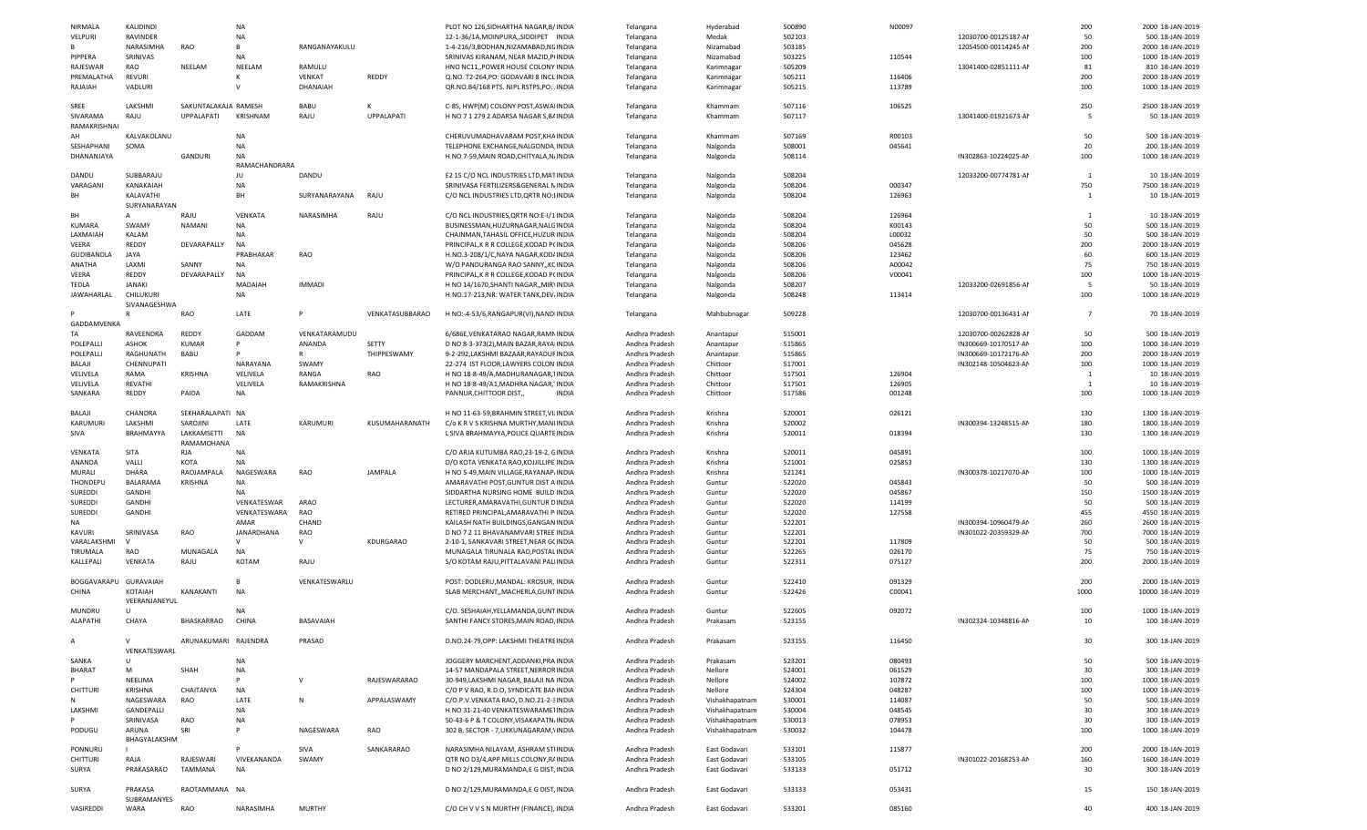| | | | | | | | | | | | | | | | | |
|---|---|---|---|---|---|---|---|---|---|---|---|---|---|---|---|---|
| NIRMALA | KALIDINDI | | NA | | | PLOT NO 126,SIDHARTHA NAGAR,B/ INDIA | Telangana | Hyderabad | 500890 | N00097 | | 200 | 2000 | 18-JAN-2019 |
| VELPURI | RAVINDER | | NA | | | 12-1-36/1A,MOINPURA,,SIDDIPET INDIA | Telangana | Medak | 502103 | | 12030700-00125187-AI | 50 | 500 | 18-JAN-2019 |
| B | NARASIMHA | RAO | B | RANGANAYAKULU | | 1-4-216/3,BODHAN,NIZAMABAD,NI INDIA | Telangana | Nizamabad | 503185 | | 12054500-00114245-AI | 200 | 2000 | 18-JAN-2019 |
| PIPPERA | SRINIVAS | | NA | | | SRINIVAS KIRANAM, NEAR MAZID,P INDIA | Telangana | Nizamabad | 503225 | 110544 | | 100 | 1000 | 18-JAN-2019 |
| RAJESWAR | RAO | NEELAM | NEELAM | RAMULU | | HNO NC11,,POWER HOUSE COLONY INDIA | Telangana | Karimnagar | 505209 | | 13041400-02851111-AI | 81 | 810 | 18-JAN-2019 |
| PREMALATHA | REVURI | | K | VENKAT | REDDY | Q.NO. T2-264,PO: GODAVARI 8 INCL INDIA | Telangana | Karimnagar | 505211 | 116406 | | 200 | 2000 | 18-JAN-2019 |
| RAJAIAH | VADLURI | | V | DHANAIAH | | QR.NO.B4/168 PTS. NIPL RSTPS,PO: INDIA | Telangana | Karimnagar | 505215 | 113789 | | 100 | 1000 | 18-JAN-2019 |
| SREE | LAKSHMI | SAKUNTALAKAJA RAMESH | | BABU | K | C-85, HWP(M) COLONY POST,ASWA INDIA | Telangana | Khammam | 507116 | 106525 | | 250 | 2500 | 18-JAN-2019 |
| SIVARAMA RAMAKRISHNA | RAJU | UPPALAPATI | KRISHNAM | RAJU | UPPALAPATI | H NO 7 1 279 2 ADARSA NAGAR S,B INDIA | Telangana | Khammam | 507117 | | 13041400-01921673-AI | 5 | 50 | 18-JAN-2019 |
| AH | KALVAKOLANU | | NA | | | CHERUVUMADHAVARAM POST,KHA INDIA | Telangana | Khammam | 507169 | R00103 | | 50 | 500 | 18-JAN-2019 |
| SESHAPHANI | SOMA | | NA | | | TELEPHONE EXCHANGE,NALGONDA, INDIA | Telangana | Nalgonda | 508001 | 045641 | | 20 | 200 | 18-JAN-2019 |
| DHANANJAYA | | GANDURI | NA RAMACHANDRARA | | | H NO 7-59,MAIN ROAD,CHITYALA,N INDIA | Telangana | Nalgonda | 508114 | | IN302863-10224025-AI | 100 | 1000 | 18-JAN-2019 |
| DANDU | SUBBARAJU | | JU | DANDU | | E2 15 C/O NCL INDUSTRIES LTD,MAT INDIA | Telangana | Nalgonda | 508204 | | 12033200-00774781-AI | 1 | 10 | 18-JAN-2019 |
| VARAGANI | KANAKAIAH | | NA | | | SRINIVASA FERTILIZERS&GENERAL M INDIA | Telangana | Nalgonda | 508204 | 000347 | | 750 | 7500 | 18-JAN-2019 |
| BH | KALAVATHI SURYANARAYAN | | BH | SURYANARAYANA | RAJU | C/O NCL INDUSTRIES LTD,QRTR NO: INDIA | Telangana | Nalgonda | 508204 | 126963 | | 1 | 10 | 18-JAN-2019 |
| BH | A | RAJU | VENKATA | NARASIMHA | RAJU | C/O NCL INDUSTRIES,QRTR NO:E-I/1 INDIA | Telangana | Nalgonda | 508204 | 126964 | | 1 | 10 | 18-JAN-2019 |
| KUMARA | SWAMY | NAMANI | NA | | | BUSINESSMAN,HUZURNAGAR,NALG INDIA | Telangana | Nalgonda | 508204 | K00143 | | 50 | 500 | 18-JAN-2019 |
| LAXMAIAH | KALAM | | NA | | | CHAINMAN,TAHASIL OFFICE,HUZUR INDIA | Telangana | Nalgonda | 508204 | L00032 | | 50 | 500 | 18-JAN-2019 |
| VEERA | REDDY | DEVARAPALLY | NA | | | PRINCIPAL,K R R COLLEGE,KODAD P( INDIA | Telangana | Nalgonda | 508206 | 045628 | | 200 | 2000 | 18-JAN-2019 |
| GUDIBANDLA | JAYA | | PRABHAKAR | RAO | | H.NO.3-208/1/C,NAYA NAGAR,KOD/ INDIA | Telangana | Nalgonda | 508206 | 123462 | | 60 | 600 | 18-JAN-2019 |
| ANATHA | LAXMI | SANNY | NA | | | W/O PANDURANGA RAO SANNY,,KC INDIA | Telangana | Nalgonda | 508206 | A00042 | | 75 | 750 | 18-JAN-2019 |
| VEERA | REDDY | DEVARAPALLY | NA | | | PRINCIPAL,K R R COLLEGE,KODAD P( INDIA | Telangana | Nalgonda | 508206 | V00041 | | 100 | 1000 | 18-JAN-2019 |
| TEDLA | JANAKI | | MADAIAH | IMMADI | | H NO 14/1670,SHANTI NAGAR,,MIR' INDIA | Telangana | Nalgonda | 508207 | | 12033200-02691856-AI | 5 | 50 | 18-JAN-2019 |
| JAWAHARLAL | CHILUKURI SIVANAGESHWA | | NA | | | H.NO.17-213,NR: WATER TANK,DEV. INDIA | Telangana | Nalgonda | 508248 | 113414 | | 100 | 1000 | 18-JAN-2019 |
| P | R | RAO | LATE | P | VENKATASUBBARAO | H NO:-4-53/6,RANGAPUR(VI),NAND INDIA | Telangana | Mahbubnagar | 509228 | | 12030700-00136431-AI | 7 | 70 | 18-JAN-2019 |
| GADDAMVENKA TA | RAVEENDRA | REDDY | GADDAM | VENKATARAMUDU | | 6/686E,VENKATARAO NAGAR,RAMN INDIA | Andhra Pradesh | Anantapur | 515001 | | 12030700-00262828-AI | 50 | 500 | 18-JAN-2019 |
| POLEPALLI | ASHOK | KUMAR | P | ANANDA | SETTY | D NO 8-3-373(2),MAIN BAZAR,RAYA INDIA | Andhra Pradesh | Anantapur | 515865 | | IN300669-10170517-AI | 100 | 1000 | 18-JAN-2019 |
| POLEPALLI | RAGHUNATH | BABU | P | R | THIPPESWAMY | 9-2-292,LAKSHMI BAZAAR,RAYADUF INDIA | Andhra Pradesh | Anantapur | 515865 | | IN300669-10172176-AI | 200 | 2000 | 18-JAN-2019 |
| BALAJI | CHENNUPATI | | NARAYANA | SWAMY | | 22-274 IST FLOOR,LAWYERS COLON INDIA | Andhra Pradesh | Chittoor | 517001 | | IN302148-10504623-AI | 100 | 1000 | 18-JAN-2019 |
| VELIVELA | RAMA | KRISHNA | VELIVELA | RANGA | RAO | H NO 18-8-49/A,MADHURANAGAR,1 INDIA | Andhra Pradesh | Chittoor | 517501 | 126904 | | 1 | 10 | 18-JAN-2019 |
| VELIVELA | REVATHI | | VELIVELA | RAMAKRISHNA | | H NO 18-8-49/A1,MADHRA NAGAR,' INDIA | Andhra Pradesh | Chittoor | 517501 | 126905 | | 1 | 10 | 18-JAN-2019 |
| SANKARA | REDDY | PAIDA | NA | | | PANNUR,CHITTOOR DIST,, INDIA | Andhra Pradesh | Chittoor | 517586 | 001248 | | 100 | 1000 | 18-JAN-2019 |
| BALAJI | CHANDRA | SEKHARALAPATI | NA | | | H NO 11-63-59,BRAHMIN STREET,VI INDIA | Andhra Pradesh | Krishna | 520001 | 026121 | | 130 | 1300 | 18-JAN-2019 |
| KARUMURI | LAKSHMI | SAROJINI | LATE | KARUMURI | KUSUMAHARANATH | C/o K R V S KRISHNA MURTHY,MANI INDIA | Andhra Pradesh | Krishna | 520002 | | IN300394-13248515-AI | 180 | 1800 | 18-JAN-2019 |
| SIVA | BRAHMAYYA | LAKKAMSETTI RAMAMOHANA | NA | | | L SIVA BRAHMAYYA,POLICE QUARTE INDIA | Andhra Pradesh | Krishna | 520011 | 018394 | | 130 | 1300 | 18-JAN-2019 |
| VENKATA | SITA | RJA | NA | | | C/O ARJA KUTUMBA RAO,23-19-2, G INDIA | Andhra Pradesh | Krishna | 520011 | 045891 | | 100 | 1000 | 18-JAN-2019 |
| ANANDA | VALLI | KOTA | NA | | | D/O KOTA VENKATA RAO,KOJJILLIPE INDIA | Andhra Pradesh | Krishna | 521001 | 025853 | | 130 | 1300 | 18-JAN-2019 |
| MURALI | DHARA | RAOJAMPALA | NAGESWARA | RAO | JAMPALA | H NO 5-49,MAIN VILLAGE,RAYANAP, INDIA | Andhra Pradesh | Krishna | 521241 | | IN300378-10217070-AI | 100 | 1000 | 18-JAN-2019 |
| THONDEPU | BALARAMA | KRISHNA | NA | | | AMARAVATHI POST,GUNTUR DIST A INDIA | Andhra Pradesh | Guntur | 522020 | 045843 | | 50 | 500 | 18-JAN-2019 |
| SUREDDI | GANDHI | | NA | | | SIDDARTHA NURSING HOME BUILD INDIA | Andhra Pradesh | Guntur | 522020 | 045867 | | 150 | 1500 | 18-JAN-2019 |
| SUREDDI | GANDHI | | VENKATESWAR | ARAO | | LECTURER,AMARAVATHI,GUNTUR D INDIA | Andhra Pradesh | Guntur | 522020 | 114199 | | 50 | 500 | 18-JAN-2019 |
| SUREDDI | GANDHI | | VENKATESWARA | RAO | | RETIRED PRINCIPAL,AMARAVATHI P INDIA | Andhra Pradesh | Guntur | 522020 | 127558 | | 455 | 4550 | 18-JAN-2019 |
| NA | | | AMAR | CHAND | | KAILASH NATH BUILDINGS,GANGAN INDIA | Andhra Pradesh | Guntur | 522201 | | IN300394-10960479-AI | 260 | 2600 | 18-JAN-2019 |
| KAVURI | SRINIVASA | RAO | JANARDHANA | RAO | | D NO 7 2 11 BHAVANAMVARI STREE INDIA | Andhra Pradesh | Guntur | 522201 | | IN301022-20359329-AI | 700 | 7000 | 18-JAN-2019 |
| VARALAKSHMI | V | | V | V | KDURGARAO | 2-10-1, SANKAVARI STREET,NEAR GC INDIA | Andhra Pradesh | Guntur | 522201 | 117809 | | 50 | 500 | 18-JAN-2019 |
| TIRUMALA | RAO | MUNAGALA | NA | | | MUNAGALA TIRUNALA RAO,POSTAL INDIA | Andhra Pradesh | Guntur | 522265 | 026170 | | 75 | 750 | 18-JAN-2019 |
| KALLEPALI | VENKATA | RAJU | KOTAM | RAJU | | S/O KOTAM RAJU,PITTALAVANI PALI INDIA | Andhra Pradesh | Guntur | 522311 | 075127 | | 200 | 2000 | 18-JAN-2019 |
| BOGGAVARAPU | GURAVAIAH | | B | VENKATESWARLU | | POST: DODLERU,MANDAL: KROSUR, INDIA | Andhra Pradesh | Guntur | 522410 | 091329 | | 200 | 2000 | 18-JAN-2019 |
| CHINA | KOTAIAH VEERANJANEYUL | KANAKANTI | NA | | | SLAB MERCHANT,,MACHERLA,GUNT INDIA | Andhra Pradesh | Guntur | 522426 | C00041 | | 1000 | 10000 | 18-JAN-2019 |
| MUNDRU | U | | NA | | | C/O. SESHAIAH,YELLAMANDA,GUNT INDIA | Andhra Pradesh | Guntur | 522605 | 092072 | | 100 | 1000 | 18-JAN-2019 |
| ALAPATHI | CHAYA | BHASKARRAO | CHINA | BASAVAIAH | | SANTHI FANCY STORES,MAIN ROAD, INDIA | Andhra Pradesh | Prakasam | 523155 | | IN302324-10348816-AI | 10 | 100 | 18-JAN-2019 |
| A | V VENKATESWARL | ARUNAKUMARI | RAJENDRA | PRASAD | | D.NO.24-79,OPP: LAKSHMI THEATRE INDIA | Andhra Pradesh | Prakasam | 523155 | 116450 | | 30 | 300 | 18-JAN-2019 |
| SANKA | U | | NA | | | JOGGERY MARCHENT,ADDANKI,PRA INDIA | Andhra Pradesh | Prakasam | 523201 | 080493 | | 50 | 500 | 18-JAN-2019 |
| BHARAT | M | SHAH | NA | | | 14-57 MANDAPALA STREET,NERROR INDIA | Andhra Pradesh | Nellore | 524001 | 061529 | | 30 | 300 | 18-JAN-2019 |
| P | NEELIMA | | P | V | RAJESWARARAO | 30-949,LAKSHMI NAGAR, BALAJI NA INDIA | Andhra Pradesh | Nellore | 524002 | 107872 | | 100 | 1000 | 18-JAN-2019 |
| CHITTURI | KRISHNA | CHAITANYA | NA | | | C/O P V RAO, R.D.O, SYNDICATE BAN INDIA | Andhra Pradesh | Nellore | 524304 | 048287 | | 100 | 1000 | 18-JAN-2019 |
| N | NAGESWARA | RAO | LATE | N | APPALASWAMY | C/O.P.V.VENKATA RAO, D.NO.21-2-1 INDIA | Andhra Pradesh | Vishakhapatnam | 530001 | 114087 | | 50 | 500 | 18-JAN-2019 |
| LAKSHMI | GANDEPALLI | | NA | | | H NO 31-21-40 VENKATESWARAMET INDIA | Andhra Pradesh | Vishakhapatnam | 530004 | 048545 | | 30 | 300 | 18-JAN-2019 |
| P | SRINIVASA | RAO | NA | | | 50-43-6 P & T COLONY,VISAKAPATN INDIA | Andhra Pradesh | Vishakhapatnam | 530013 | 078953 | | 30 | 300 | 18-JAN-2019 |
| PODUGU | ARUNA BHAGYALAKSHM | SRI | P | NAGESWARA | RAO | 302 B, SECTOR - 7,UKKUNAGARAM,\ INDIA | Andhra Pradesh | Vishakhapatnam | 530032 | 104478 | | 100 | 1000 | 18-JAN-2019 |
| PONNURU | I | | P | SIVA | SANKARARAO | NARASIMHA NILAYAM, ASHRAM ST INDIA | Andhra Pradesh | East Godavari | 533101 | 115877 | | 200 | 2000 | 18-JAN-2019 |
| CHITTURI | RAJA | RAJESWARI | VIVEKANANDA | SWAMY | | QTR NO D3/4,APP MILLS COLONY,R/ INDIA | Andhra Pradesh | East Godavari | 533105 | | IN301022-20168253-AI | 160 | 1600 | 18-JAN-2019 |
| SURYA | PRAKASARAO | TAMMANA | NA | | | D NO 2/129,MURAMANDA,E G DIST, INDIA | Andhra Pradesh | East Godavari | 533133 | 051712 | | 30 | 300 | 18-JAN-2019 |
| SURYA | PRAKASA SUBRAMANYES | RAOTAMMANA | NA | | | D NO 2/129,MURAMANDA,E G DIST, INDIA | Andhra Pradesh | East Godavari | 533133 | 053431 | | 15 | 150 | 18-JAN-2019 |
| VASIREDDI | WARA | RAO | NARASIMHA | MURTHY | | C/O CH V V S N MURTHY (FINANCE), INDIA | Andhra Pradesh | East Godavari | 533201 | 085160 | | 40 | 400 | 18-JAN-2019 |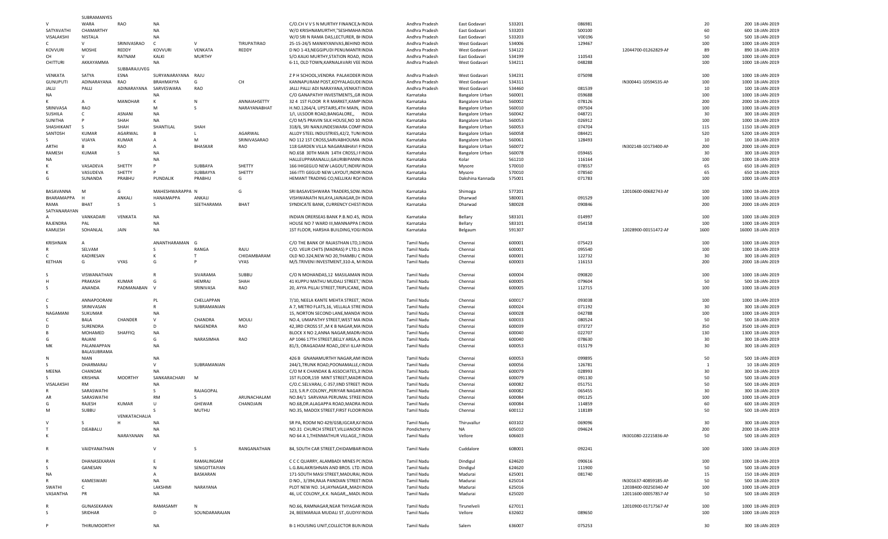| | | | | | | | | | | | | | | | |
|---|---|---|---|---|---|---|---|---|---|---|---|---|---|---|---|
| | SUBRAMANYES | | | | | | | | | | | | | | |
| V | WARA | RAO | NA | | | C/O.CH V V S N MURTHY FINANCE,N INDIA | Andhra Pradesh | East Godavari | 533201 | 086981 | | 20 | 200 | 18-JAN-2019 |
| SATYAVATHI | CHAMARTHY | | NA | | | W/O KRISHNAMURTHY,"SESHMAHA INDIA | Andhra Pradesh | East Godavari | 533203 | S00100 | | 60 | 600 | 18-JAN-2019 |
| VISALAKSHI | NISTALA | | NA | | | W/O SRI N RAMA DAS,LECTURER, BH INDIA | Andhra Pradesh | East Godavari | 533203 | V00196 | | 50 | 500 | 18-JAN-2019 |
| C | V | SRINIVASRAO | C | V | TIRUPATIRAO | 25-15-24/5 MANIKYANIVAS,BEHIND INDIA | Andhra Pradesh | West Godavari | 534006 | 129467 | | 100 | 1000 | 18-JAN-2019 |
| KOVVURI | MOSHE | REDDY | KOVVURI | VENKATA | REDDY | D NO 1-43,NEGGIPUDI PENUMANTR INDIA | Andhra Pradesh | West Godavari | 534122 | | 12044700-01262829-AI | 89 | 890 | 18-JAN-2019 |
| CH | V | RATNAM | KALKI | MURTHY | | S/O.KALKI MURTHY,STATION ROAD, INDIA | Andhra Pradesh | East Godavari | 534199 | 110543 | | 100 | 1000 | 18-JAN-2019 |
| CHITTURI | AKKAYAMMA | | NA | | | 6-11, OLD TOWN,KARNALAVARI VEE INDIA | Andhra Pradesh | West Godavari | 534211 | 048288 | | 100 | 1000 | 18-JAN-2019 |
| | | SUBBARAJUVEG | | | | | | | | | | | | |
| VENKATA | SATYA | ESNA | SURYANARAYANA | RAJU | | Z P H SCHOOL,VENDRA PALAKODER INDIA | Andhra Pradesh | West Godavari | 534231 | 075098 | | 100 | 1000 | 18-JAN-2019 |
| GUNUPUTI | ADINARAYANA | RAO | BRAHMAYYA | G | CH | KANNAPURAM POST,KOYYALAGUDE INDIA | Andhra Pradesh | West Godavari | 534311 | | IN300441-10594535-AI | 100 | 1000 | 18-JAN-2019 |
| JALLI | PALLI | ADINARAYANA | SARVESWARA | RAO | | JALLI PALLI ADI NARAYANA,VENKATI INDIA | Andhra Pradesh | West Godavari | 534460 | 081539 | | 10 | 100 | 18-JAN-2019 |
| NA | | | NA | | | C/O GANAPATHY INVESTMENTS,,GR INDIA | Karnataka | Bangalore Urban | 560001 | 059688 | | 100 | 1000 | 18-JAN-2019 |
| K | A | MANOHAR | K | N | ANNAIAHSETTY | 32 4 1ST FLOOR R R MARKET,KAMP INDIA | Karnataka | Bangalore Urban | 560002 | 078126 | | 200 | 2000 | 18-JAN-2019 |
| SRINIVASA | RAO | | M | S | NARAYANABHAT | H.NO.1264/4, UPSTAIRS,4TH MAIN, INDIA | Karnataka | Bangalore Urban | 560010 | 097504 | | 100 | 1000 | 18-JAN-2019 |
| SUSHILA | C | ASNANI | NA | | | 1/I, ULSOOR ROAD,BANGALORE,, INDIA | Karnataka | Bangalore Urban | 560042 | 048721 | | 30 | 300 | 18-JAN-2019 |
| SUNITHA | P | SHAH | NA | | | C/O M/S PRAVIN SILK HOUSE,NO 10 INDIA | Karnataka | Bangalore Urban | 560053 | 026912 | | 100 | 1000 | 18-JAN-2019 |
| SHASHIKANT | S | SHAH | SHANTILAL | SHAH | | 318/6, SRI NANJUNDESWARA COMP INDIA | Karnataka | Bangalore Urban | 560053 | 074704 | | 115 | 1150 | 18-JAN-2019 |
| SANTOSH | KUMAR | AGARWAL | B | L | AGARWAL | ALLOY STEEL INDUSTRIES,42/2, TUNI INDIA | Karnataka | Bangalore Urban | 560058 | 084421 | | 520 | 5200 | 18-JAN-2019 |
| S | VIJAYA | KUMAR | A | M | SRINIVASARAO | NO 112 1ST CROSS,SARVABHOUMA INDIA | Karnataka | Bangalore Urban | 560061 | 128493 | | 10 | 100 | 18-JAN-2019 |
| ARTHI | B | RAO | A | BHASKAR | RAO | 118 GARDEN VILLA NAGARABHAVI F INDIA | Karnataka | Bangalore Urban | 560072 | | IN302148-10173400-AI | 200 | 2000 | 18-JAN-2019 |
| RAMESH | KUMAR | S | NA | | | NO.658 30TH MAIN 14TH CROSS,I F INDIA | Karnataka | Bangalore Urban | 560078 | 059465 | | 30 | 300 | 18-JAN-2019 |
| NA | | | NA | | | HALLEUPPARANALLI,GAURIBIPANNI INDIA | Karnataka | Kolar | 561210 | 116164 | | 100 | 1000 | 18-JAN-2019 |
| K | VASADEVA | SHETTY | P | SUBBAYA | SHETTY | 166 IHIGEGUD NEW LAGOUT,INDIR/ INDIA | Karnataka | Mysore | 570010 | 078557 | | 65 | 650 | 18-JAN-2019 |
| K | VASUDEVA | SHETTY | P | SUBBAYYA | SHETTY | 166 ITTI GEGUD NEW LAYOUT,INDIR INDIA | Karnataka | Mysore | 570010 | 078560 | | 65 | 650 | 18-JAN-2019 |
| G | SUNANDA | PRABHU | PUNDALIK | PRABHU | G | HEMANT TRADING CO,NELLIKAI ROA INDIA | Karnataka | Dakshina Kannada | 575001 | 071783 | | 100 | 1000 | 18-JAN-2019 |
| BASAVANNA | M | G | MAHESHWARAPPA | N | G | SRI BASAVESHWARA TRADERS,SOW. INDIA | Karnataka | Shimoga | 577201 | | 12010600-00682743-AI | 100 | 1000 | 18-JAN-2019 |
| BHARAMAPPA | H | ANKALI | HANAMAPPA | ANKALI | | VISHWANATH NILAYA,JAINAGAR,DH INDIA | Karnataka | Dharwad | 580001 | 091529 | | 100 | 1000 | 18-JAN-2019 |
| RAMA | BHAT | S | S | SEETHARAMA | BHAT | SYNDICATE BANK, CURRENCY CHEST INDIA | Karnataka | Dharwad | 580028 | 090846 | | 200 | 2000 | 18-JAN-2019 |
| SATYANARAYAN | | | | | | | | | | | | | | |
| A | VANKADARI | VENKATA | NA | | | INDIAN ORERSEAS BANK P.B.NO.45, INDIA | Karnataka | Bellary | 583101 | 014997 | | 100 | 1000 | 18-JAN-2019 |
| RAJENDRA | PAL | | NA | | | HOUSE NO 7 WARD III,MANNAPPA L INDIA | Karnataka | Bellary | 583101 | 054158 | | 100 | 1000 | 18-JAN-2019 |
| KAMLESH | SOHANLAL | JAIN | NA | | | 1ST FLOOR, HARSHA BUILDING,YOGI INDIA | Karnataka | Belgaum | 591307 | | 12028900-00151472-AI | 1600 | 16000 | 18-JAN-2019 |
| KRISHNAN | A | | ANANTHARAMAN | G | | C/O THE BANK OF RAJASTHAN LTD,1 INDIA | Tamil Nadu | Chennai | 600001 | 075423 | | 100 | 1000 | 18-JAN-2019 |
| R | SELVAM | | S | RANGA | RAJU | C/O. VELR CHITS (MADRAS) P LTD,1 INDIA | Tamil Nadu | Chennai | 600001 | 095540 | | 100 | 1000 | 18-JAN-2019 |
| C | KADIRESAN | | K | T | CHIDAMBARAM | OLD NO.324,NEW NO 20,THAMBU C INDIA | Tamil Nadu | Chennai | 600001 | 122732 | | 30 | 300 | 18-JAN-2019 |
| KETHAN | G | VYAS | G | P | VYAS | M/S.TRIVENI INVESTMENT,310-A, M INDIA | Tamil Nadu | Chennai | 600003 | 116153 | | 200 | 2000 | 18-JAN-2019 |
| S | VISWANATHAN | | R | SIVARAMA | SUBBU | C/O N MOHANDAS,12 MASILAMAN INDIA | Tamil Nadu | Chennai | 600004 | 090820 | | 100 | 1000 | 18-JAN-2019 |
| H | PRAKASH | KUMAR | G | HEMRAJ | SHAH | 41 KUPPU MATHU MUDALI STREET, INDIA | Tamil Nadu | Chennai | 600005 | 079604 | | 50 | 500 | 18-JAN-2019 |
| S | ANANDA | PADMANABAN | V | SRINIVASA | RAO | 20, AYYA PILLAI STREET,TRIPLICANE, INDIA | Tamil Nadu | Chennai | 600005 | 112715 | | 100 | 1000 | 18-JAN-2019 |
| C | ANNAPOORANI | | PL | CHELLAPPAN | | 7/10, NEELA KANTE MEHTA STREET, INDIA | Tamil Nadu | Chennai | 600017 | 093038 | | 100 | 1000 | 18-JAN-2019 |
| S | SRINIVASAN | | R | SUBRAMANIAN | | A 7, METRO FLATS,16, VELLALA STRE INDIA | Tamil Nadu | Chennai | 600024 | 071192 | | 30 | 300 | 18-JAN-2019 |
| NAGAMANI | SUKUMAR | | NA | | | 15, NORTON SECOND LANE,MANDA INDIA | Tamil Nadu | Chennai | 600028 | 042788 | | 100 | 1000 | 18-JAN-2019 |
| C | BALA | CHANDER | V | CHANDRA | MOULI | NO.4, UMAPATHY STREET,WEST MA INDIA | Tamil Nadu | Chennai | 600033 | 080524 | | 50 | 500 | 18-JAN-2019 |
| D | SURENDRA | | D | NAGENDRA | RAO | 42,3RD CROSS ST.,M K B NAGAR,MA INDIA | Tamil Nadu | Chennai | 600039 | 073727 | | 350 | 3500 | 18-JAN-2019 |
| B | MOHAMED | SHAFFIQ | NA | | | BLOCK X NO 2,ANNA NAGAR,MADR/ INDIA | Tamil Nadu | Chennai | 600040 | 022707 | | 130 | 1300 | 18-JAN-2019 |
| G | RAJANI | | G | NARASIMHA | RAO | AP 1046 17TH STREET,BELLY AREA,A INDIA | Tamil Nadu | Chennai | 600040 | 078630 | | 30 | 300 | 18-JAN-2019 |
| MK | PALANIAPPAN | | NA | | | 81/3, ORAGADAM ROAD,,DEVI ILLAI INDIA | Tamil Nadu | Chennai | 600053 | 015179 | | 30 | 300 | 18-JAN-2019 |
| | BALASUBRAMA | | | | | | | | | | | | | |
| N | NIAN | | NA | | | 426 B GNANAMURTHY NAGAR,AM INDIA | Tamil Nadu | Chennai | 600053 | 099895 | | 50 | 500 | 18-JAN-2019 |
| S | DHARMARAJ | | V | SUBRAMANIAN | | 244/1,TRUNK ROAD,POONAMALLE,( INDIA | Tamil Nadu | Chennai | 600056 | 126781 | | 1 | 10 | 18-JAN-2019 |
| MEENA | CHANDAK | | NA | | | C/O M K CHANDAK & ASSOCIATES,3 INDIA | Tamil Nadu | Chennai | 600079 | 028993 | | 30 | 300 | 18-JAN-2019 |
| S | KRISHNA | MOORTHY | SANKARACHARI | M | | 1ST FLOOR,159 MINT STREET,MADR INDIA | Tamil Nadu | Chennai | 600079 | 091130 | | 50 | 500 | 18-JAN-2019 |
| VISALAKSHI | RM | | NA | | | C/O.C.SELVARAJ, C-357,IIND STREET INDIA | Tamil Nadu | Chennai | 600082 | 051751 | | 50 | 500 | 18-JAN-2019 |
| R | SARASWATHI | | S | RAJAGOPAL | | 123, S.R.P.COLONY,,PERIYAR NAGAR INDIA | Tamil Nadu | Chennai | 600082 | 065455 | | 30 | 300 | 18-JAN-2019 |
| AR | SARASWATHI | | RM | S | ARUNACHALAM | NO.84/1 SARVANA PERUMAL STREE INDIA | Tamil Nadu | Chennai | 600084 | 091125 | | 100 | 1000 | 18-JAN-2019 |
| G | RAJESH | KUMAR | U | GHEWAR | CHANDJAIN | NO.68,DR.ALAGAPPA ROAD,MADRA INDIA | Tamil Nadu | Chennai | 600084 | 114859 | | 60 | 600 | 18-JAN-2019 |
| M | SUBBU | | S | MUTHU | | NO.35, MADOX STREET,FIRST FLOOR INDIA | Tamil Nadu | Chennai | 600112 | 118189 | | 50 | 500 | 18-JAN-2019 |
| | | VENKATACHALIA | | | | | | | | | | | | |
| V | S | H | NA | | | SR PA, ROOM NO 429/GSB,IGCAR,KA INDIA | Tamil Nadu | Thiruvallur | 603102 | 069096 | | 30 | 300 | 18-JAN-2019 |
| T | DJEABALU | | NA | | | NO.31 CHURCH STREET,VILLIANOOF INDIA | Pondicherry | NA | 605010 | 094624 | | 200 | 2000 | 18-JAN-2019 |
| K | | NARAYANAN | NA | | | NO 64 A 1,THENMATHUR VILLAGE,,T INDIA | Tamil Nadu | Vellore | 606603 | | IN301080-22215836-AI | 50 | 500 | 18-JAN-2019 |
| R | VAIDYANATHAN | | V | S | RANGANATHAN | 84, SOUTH CAR STREET,CHIDAMBAR INDIA | Tamil Nadu | Cuddalore | 608001 | 092241 | | 100 | 1000 | 18-JAN-2019 |
| R | DHANASEKARAN | | E | RAMALINGAM | | C C C QUARRY, ALAMBADI MINES P( INDIA | Tamil Nadu | Dindigul | 624620 | 090616 | | 100 | 1000 | 18-JAN-2019 |
| S | GANESAN | | N | SENGOTTAIYAN | | L.G.BALAKRISHNAN AND BROS. LTD. INDIA | Tamil Nadu | Dindigul | 624620 | 111900 | | 50 | 500 | 18-JAN-2019 |
| NA | | | A | BASKARAN | | 171-SOUTH MASI STREET,MADURAI, INDIA | Tamil Nadu | Madurai | 625001 | 081740 | | 15 | 150 | 18-JAN-2019 |
| R | KAMESWARI | | NA | | | D NO., 3/394,RAJA PANDIAN STREET INDIA | Tamil Nadu | Madurai | 625014 | | IN301637-40859185-AI | 50 | 500 | 18-JAN-2019 |
| SWATHI | C | | LAKSHMI | NARAYANA | | PLOT NEW NO. 14,JAYNAGAR,,MADI INDIA | Tamil Nadu | Madurai | 625016 | | 12038400-00250340-AI | 100 | 1000 | 18-JAN-2019 |
| VASANTHA | PR | | NA | | | 46, LIC COLONY,,K.K. NAGAR,,,MADL INDIA | Tamil Nadu | Madurai | 625020 | | 12011600-00057857-AI | 50 | 500 | 18-JAN-2019 |
| R | GUNASEKARAN | | RAMASAMY | N | | NO.66, RAMNAGAR,NEAR THYAGAR INDIA | Tamil Nadu | Tirunelveli | 627011 | | 12010900-01717567-AI | 100 | 1000 | 18-JAN-2019 |
| S | SRIDHAR | | D | SOUNDARARAJAN | | 24, BEEMARAJA MUDALI ST.,GUDIY/ INDIA | Tamil Nadu | Vellore | 632602 | 089650 | | 100 | 1000 | 18-JAN-2019 |
| P | THIRUMOORTHY | | NA | | | B-1 HOUSING UNIT,COLLECTOR BUN INDIA | Tamil Nadu | Salem | 636007 | 075253 | | 30 | 300 | 18-JAN-2019 |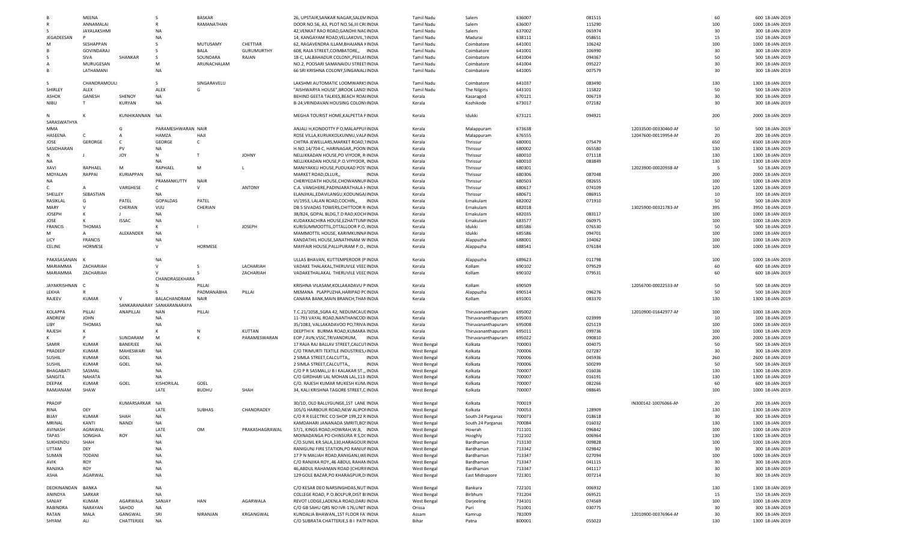| | | | | | | | | | | | | | | |
|---|---|---|---|---|---|---|---|---|---|---|---|---|---|---|
| B | MEENA | | S | BASKAR | | 26, UPSTAIR,SANKAR NAGAR,SALEM INDIA | Tamil Nadu | Salem | 636007 | 081515 | | 60 | 600 | 18-JAN-2019 |
| R | ANNAMALAI | | R | RAMANATHAN | | DOOR NO.56, A3, PLOT NO.56,III CRI INDIA | Tamil Nadu | Salem | 636007 | 115290 | | 100 | 1000 | 18-JAN-2019 |
| S | JAYALAKSHMI | | NA | | | 42,VENKAT RAO ROAD,GANDHI NAC INDIA | Tamil Nadu | Salem | 637002 | 065974 | | 30 | 300 | 18-JAN-2019 |
| JEGADEESAN | P | | NA | | | 14, KANGAYAM ROAD,VELLAKOVIL,T INDIA | Tamil Nadu | Madurai | 638111 | 058651 | | 15 | 150 | 18-JAN-2019 |
| M | SESHAPPAN | | S | MUTUSAMY | CHETTIAR | 62, RAGAVENDRA ILLAM,BHAJANA I INDIA | Tamil Nadu | Coimbatore | 641001 | 106242 | | 100 | 1000 | 18-JAN-2019 |
| B | GOVINDARAJ | | S | BALA | GURUMURTHY | 608, RAJA STREET,COIMBATORE,, INDIA | Tamil Nadu | Coimbatore | 641001 | 106990 | | 30 | 300 | 18-JAN-2019 |
| S | SIVA | SHANKAR | S | SOUNDARA | RAJAN | 18-C, LALBAHADUR COLONY,,PEELAI INDIA | Tamil Nadu | Coimbatore | 641004 | 094367 | | 50 | 500 | 18-JAN-2019 |
| A | MURUGESAN | | M | ARUNACHALAM | | NO.2, POOSARI SAMANAIDU STREET INDIA | Tamil Nadu | Coimbatore | 641004 | 095227 | | 30 | 300 | 18-JAN-2019 |
| B | LATHAMANI | | NA | | | 66 SRI KRISHNA COLONY,SINGANALL INDIA | Tamil Nadu | Coimbatore | 641005 | 007579 | | 30 | 300 | 18-JAN-2019 |
| S | CHANDRAMOULI | | S | SINGARAVELU | | LAKSHMI AUTOMATIC LOOMWARKS INDIA | Tamil Nadu | Coimbatore | 641037 | 083490 | | 130 | 1300 | 18-JAN-2019 |
| SHIRLEY | ALEX | | ALEX | G | | "AISHWARYA HOUSE",BROOK LAND INDIA | Tamil Nadu | The Nilgiris | 643101 | 115822 | | 50 | 500 | 18-JAN-2019 |
| ASHOK | GANESH | SHENOY | NA | | | BEHIND GEETA TALKIES,BEACH ROAI INDIA | Kerala | Kasaragod | 670121 | 006719 | | 30 | 300 | 18-JAN-2019 |
| NIBU | T | KURYAN | NA | | | B-24,VRINDAVAN HOUSING COLONY INDIA | Kerala | Kozhikode | 673017 | 072182 | | 30 | 300 | 18-JAN-2019 |
| N | K | KUNHIKANNAN | NA | | | MEGHA TOURIST HOME,KALPETTA F INDIA | Kerala | Idukki | 673121 | 094921 | | 200 | 2000 | 18-JAN-2019 |
| SARASWATHYA | | | | | | | | | | | | | | |
| MMA | | G | PARAMESHWARAN | NAIR | | ANJALI H,KONDOTTY P O,MALAPPUI INDIA | Kerala | Malappuram | 673638 | | 12033500-00330460-AI | 50 | 500 | 18-JAN-2019 |
| HASEENA | C | A | HAMZA | HAJI | | ROSE VILLA,KURUKKOLKUNNU,VALA INDIA | Kerala | Malappuram | 676555 | | 12047600-00119954-AI | 20 | 200 | 18-JAN-2019 |
| JOSE | GERORGE | C | GEORGE | C | | CHITRA JEWELLARS,MARKET ROAD,T INDIA | Kerala | Thrissur | 680001 | 075479 | | 650 | 6500 | 18-JAN-2019 |
| SASIDHARAN | | PV | NA | | | H.NO.14/704-C, HARINAGAR,,POON INDIA | Kerala | Thrissur | 680002 | 065580 | | 130 | 1300 | 18-JAN-2019 |
| N | J | JOY | N | T | JOHNY | NELLIKKADAN HOUSE,PO VIYOOR, R INDIA | Kerala | Thrissur | 680010 | 071118 | | 130 | 1300 | 18-JAN-2019 |
| NA | | | NA | | | NELLIKKADAN HOUSE,P.O.VIYYOOR, INDIA | Kerala | Thrissur | 680010 | 083849 | | 130 | 1300 | 18-JAN-2019 |
| XAVI | RAPHAEL | M | RAPHAEL | M | L | MANIYAKKU HOUSE,PUDUKAD POS INDIA | Kerala | Thrissur | 680301 | | 12023900-00020938-AI | 5 | 50 | 18-JAN-2019 |
| MOYALAN | RAPPAI | KURIAPPAN | NA | | | MARKET ROAD,OLLUR,, INDIA | Kerala | Thrissur | 680306 | 087048 | | 200 | 2000 | 18-JAN-2019 |
| NA | | | PRAMANKUTTY | NAIR | | CHERIYEDATH HOUSE,CHOWANNUI INDIA | Kerala | Thrissur | 680503 | 082655 | | 100 | 1000 | 18-JAN-2019 |
| C | A | VARGHESE | C | V | ANTONY | C.A. VANGHERE,PADINJARATHALA H INDIA | Kerala | Thrissur | 680617 | 074109 | | 120 | 1200 | 18-JAN-2019 |
| SHELLEY | SEBASTIAN | | NA | | | ELANJIKAL,EDAVILANGU,KODUNGAI INDIA | Kerala | Thrissur | 680671 | 086915 | | 10 | 100 | 18-JAN-2019 |
| RASIKLAL | G | PATEL | GOPALDAS | PATEL | | VI/1953, LALAN ROAD,COCHIN,, INDIA | Kerala | Ernakulam | 682002 | 071910 | | 50 | 500 | 18-JAN-2019 |
| MARY | V | CHERIAN | VIJU | CHERIAN | | DB 5 SIVADAS TOWERS,CHITTOOR R INDIA | Kerala | Ernakulam | 682018 | | 13025900-00321783-AI | 395 | 3950 | 18-JAN-2019 |
| JOSEPH | K | J | NA | | | 38/824, GOPAL BLDG,T.D RAD,KOCH INDIA | Kerala | Ernakulam | 682035 | 083117 | | 100 | 1000 | 18-JAN-2019 |
| JOSE | K | ISSAC | NA | | | KUDAKKACHIRA HOUSE,EZHATTUMI INDIA | Kerala | Ernakulam | 683577 | 060975 | | 100 | 1000 | 18-JAN-2019 |
| FRANCIS | THOMAS | | K | I | JOSEPH | KURISUMMOOTTIL,DTTALLOOR P.O, INDIA | Kerala | Idukki | 685586 | 076530 | | 50 | 500 | 18-JAN-2019 |
| M | A | ALEXANDER | NA | | | MAMMOTTIL HOUSE, KARIMKUNNA INDIA | Kerala | Idukki | 685586 | 094701 | | 100 | 1000 | 18-JAN-2019 |
| LICY | FRANCIS | | NA | | | KANDATHIL HOUSE,SANATHNAM W INDIA | Kerala | Alappuzha | 688001 | 104062 | | 100 | 1000 | 18-JAN-2019 |
| CELINE | HORMESE | | V | HORMESE | | MAYFAIR HOUSE,PALLIPURAM P.O., INDIA | Kerala | Alappuzha | 688541 | 076184 | | 100 | 1000 | 18-JAN-2019 |
| PAKASASANAN | K | | NA | | | ULLAS BHAVAN, KUTTEMPEROOR (P INDIA | Kerala | Alappuzha | 689623 | 011798 | | 100 | 1000 | 18-JAN-2019 |
| MARIAMMA | ZACHARIAH | | V | S | LACHARIAH | VADAKE THALAKAL,THERUVILE VEEI INDIA | Kerala | Kollam | 690102 | 079529 | | 60 | 600 | 18-JAN-2019 |
| MARIAMMA | ZACHARIAH | | V | S | ZACHARIAH | VADAKETHALAKAL THERUVILE VEEI INDIA | Kerala | Kollam | 690102 | 079531 | | 60 | 600 | 18-JAN-2019 |
| | | | CHANDRASEKHARA | | | | | | | | | | | |
| JAYAKRISHNAN | C | | N | PILLAI | | KRISHNA VILASAM,KOLLAKADAVU P INDIA | Kerala | Kollam | 690509 | | 12056700-00022533-AI | 50 | 500 | 18-JAN-2019 |
| LEKHA | R | | S | PADMANABHA | PILLAI | MEMANA PLAPPUZHA,HARIPAD PC INDIA | Kerala | Alappuzha | 690514 | 096276 | | 50 | 500 | 18-JAN-2019 |
| RAJEEV | KUMAR | V | BALACHANDRAM | NAIR | | CANARA BANK,MAIN BRANCH,THAN INDIA | Kerala | Kollam | 691001 | 083370 | | 130 | 1300 | 18-JAN-2019 |
| | | SANKARANARAY | SANKARANARAYA | | | | | | | | | | | |
| KOLAPPA | PILLAI | ANAPILLAI | NAN | PILLAI | | T.C.21/1058,,SGRA 42, NEDUMCAUI INDIA | Kerala | Thiruvananthapuram | 695002 | | 12010900-01642977-AI | 100 | 1000 | 18-JAN-2019 |
| ANDREW | JOHN | | NA | | | 11-793 VAYAL ROAD,NANTHANCODI INDIA | Kerala | Thiruvananthapuram | 695003 | 023999 | | 10 | 100 | 18-JAN-2019 |
| LIBY | THOMAS | | NA | | | 35/1083, VALLAKADAVOO PO,TRIVA INDIA | Kerala | Thiruvananthapuram | 695008 | 025119 | | 100 | 1000 | 18-JAN-2019 |
| RAJESH | K | | K | N | KUTTAN | DEEPTHI K BURMA ROAD,KUMARA INDIA | Kerala | Thiruvananthapuram | 695011 | 099736 | | 100 | 1000 | 18-JAN-2019 |
| K | P | SUNDARAM | M | K | PARAMESWARAN | EOP / AVN,VSSC,TRIVANDRUM, INDIA | Kerala | Thiruvananthapuram | 695022 | 090810 | | 200 | 2000 | 18-JAN-2019 |
| SAMIR | KUMAR | BANERJEE | NA | | | 17 RAJA RAJ BALLAV STREET,CALCUT INDIA | West Bengal | Kolkata | 700003 | 004075 | | 50 | 500 | 18-JAN-2019 |
| PRADEEP | KUMAR | MAHESWARI | NA | | | C/O TRIMURTI TEXTILE INDUSTRIES,I INDIA | West Bengal | Kolkata | 700006 | 027287 | | 30 | 300 | 18-JAN-2019 |
| SUSHIL | KUMAR | GOEL | NA | | | 2 SIMLA STREET,CALCUTTA,, INDIA | West Bengal | Kolkata | 700006 | 045936 | | 260 | 2600 | 18-JAN-2019 |
| SUSHIL | KUMAR | GOEL | NA | | | 2 SIMLA STREET,CALCUTTA,, INDIA | West Bengal | Kolkata | 700006 | S00299 | | 50 | 500 | 18-JAN-2019 |
| BHAGABATI | SASMAL | | NA | | | C/O P R SASMAL,U B I KALAKAR ST.,, INDIA | West Bengal | Kolkata | 700007 | 016036 | | 130 | 1300 | 18-JAN-2019 |
| SANGITA | NAHATA | | NA | | | C/O GIRDHARI LAL MOHAN LAL,113- INDIA | West Bengal | Kolkata | 700007 | 016191 | | 130 | 1300 | 18-JAN-2019 |
| DEEPAK | KUMAR | GOEL | KISHORILAL | GOEL | | C/O. RAJESH KUMAR MUKESH KUM, INDIA | West Bengal | Kolkata | 700007 | 082266 | | 60 | 600 | 18-JAN-2019 |
| RAMJANAM | SHAW | | LATE | BUDHU | SHAH | 34, KALI KRISHNA TAGORE STREET,C INDIA | West Bengal | Kolkata | 700007 | 088645 | | 100 | 1000 | 18-JAN-2019 |
| PRADIP | | KUMARSARKAR | NA | | | 30/1D, OLD BALLYGUNGE,1ST LANE INDIA | West Bengal | Kolkata | 700019 | | IN300142-10076066-AN | 20 | 200 | 18-JAN-2019 |
| RINA | DEY | | LATE | SUBHAS | CHANDRADEY | 105/G HARBOUR ROAD,NEW ALIPOI INDIA | West Bengal | Kolkata | 700053 | 128909 | | 130 | 1300 | 18-JAN-2019 |
| BIJAY | KUMAR | SHAH | NA | | | C/O R R ELECTRIC CO SHOP 199,22 R INDIA | West Bengal | South 24 Parganas | 700073 | 018618 | | 30 | 300 | 18-JAN-2019 |
| MRINAL | KANTI | NANDI | NA | | | KAMDAHARI JANANADA SMRITI,BO: INDIA | West Bengal | South 24 Parganas | 700084 | 016032 | | 130 | 1300 | 18-JAN-2019 |
| AVINASH | AGRAWAL | | LATE | OM | PRAKASHAGRAWAL | 57/1, KINGS ROAD,HOWRAH,W.B,, INDIA | West Bengal | Howrah | 711101 | 096842 | | 100 | 1000 | 18-JAN-2019 |
| TAPAS | SONGHA | ROY | NA | | | MOINADANGA PO CHINSURA R S,DI INDIA | West Bengal | Hooghly | 712102 | 006964 | | 130 | 1300 | 18-JAN-2019 |
| SUKHENDU | SHAH | | NA | | | C/O.SUNIL KR.SALA,130,HARAGOUR INDIA | West Bengal | Bardhaman | 713130 | 009828 | | 100 | 1000 | 18-JAN-2019 |
| UTTAM | DEY | | NA | | | RANIGUNJ FIRE STATION,PO RANIUI INDIA | West Bengal | Bardhaman | 713342 | 029842 | | 30 | 300 | 18-JAN-2019 |
| SUMAN | TODANI | | NA | | | 17 P N MALIAH ROAD,RANIGANJ,WE INDIA | West Bengal | Bardhaman | 713347 | 027094 | | 100 | 1000 | 18-JAN-2019 |
| AVIK | ROY | | NA | | | C/O RANJIKA ROY,,46 ABDUL RAHAN INDIA | West Bengal | Bardhaman | 713347 | 041115 | | 30 | 300 | 18-JAN-2019 |
| RANJIKA | ROY | | NA | | | 46,ABDUL RAHAMAN ROAD (CHURII INDIA | West Bengal | Bardhaman | 713347 | 041117 | | 30 | 300 | 18-JAN-2019 |
| ASHA | AGARWAL | | NA | | | 129 GOLE BAZAR,PO KHARAGPUR,D INDIA | West Bengal | East Midnapore | 721301 | 007214 | | 30 | 300 | 18-JAN-2019 |
| DEOKINANDAN | BANKA | | NA | | | C/O KESAR DEO NARSINGHDAS,NUT INDIA | West Bengal | Bankura | 722101 | 006932 | | 130 | 1300 | 18-JAN-2019 |
| ANINDYA | SARKAR | | NA | | | COLLEGE ROAD, P.O.BOLPUR,DIST BI INDIA | West Bengal | Birbhum | 731204 | 069521 | | 15 | 150 | 18-JAN-2019 |
| SANJAY | KUMAR | AGARWALA | SANJAY | HAN | AGARWALA | REVOT LODGE,LADENLA ROAD,DARJ INDIA | West Bengal | Darjeeling | 734101 | 074569 | | 100 | 1000 | 18-JAN-2019 |
| RABINDRA | NARAYAN | SAHOO | NA | | | C/O GB SAHU QRS NO IVR-176,UNIT INDIA | Orissa | Puri | 751001 | 030775 | | 30 | 300 | 18-JAN-2019 |
| RATAN | MALA | GANGWAL | SRI | NIRANJAN | KRGANGWAL | KUNDALIA BHAWAN,,1ST FLOOR FA INDIA | Assam | Kamrup | 781009 | | 12010900-00376964-AI | 30 | 300 | 18-JAN-2019 |
| SHYAM | ALI | CHATTERJEE | NA | | | C/O SUBRATA CHATTERJE,S B I PATI INDIA | Bihar | Patna | 800001 | 055023 | | 130 | 1300 | 18-JAN-2019 |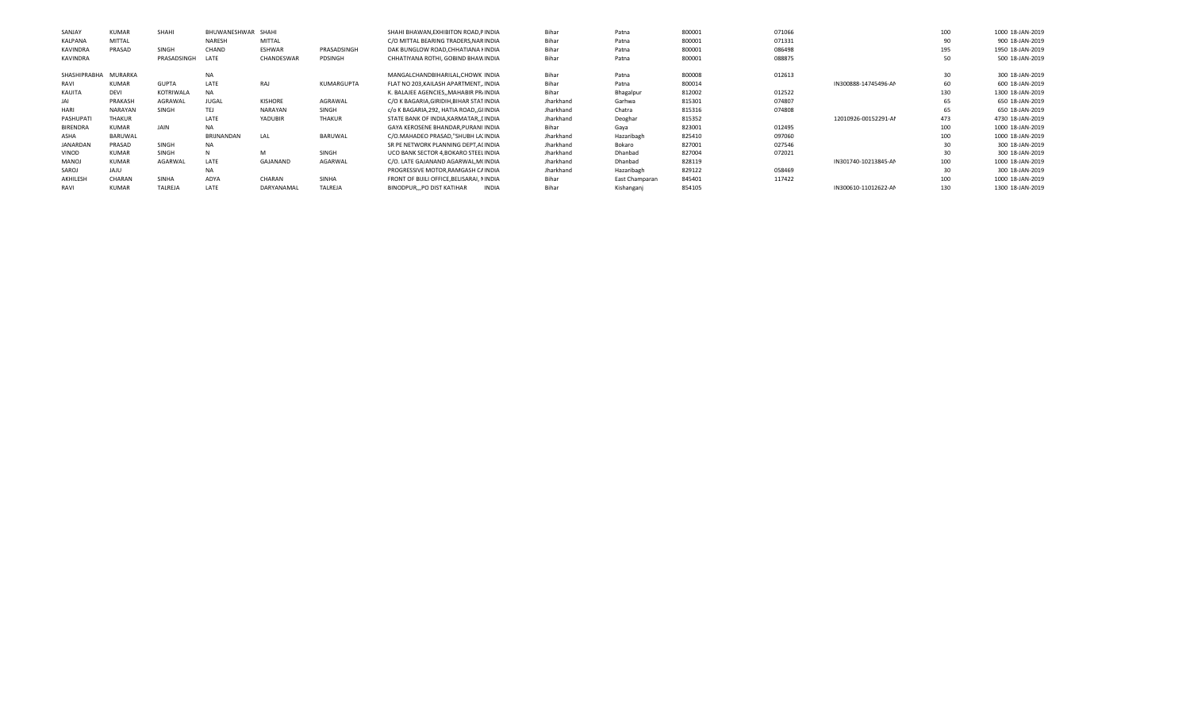| | | | | | | | | | | | | | | | |
|---|---|---|---|---|---|---|---|---|---|---|---|---|---|---|---|
| SANJAY | KUMAR | SHAHI | BHUWANESHWAR | SHAHI | | SHAHI BHAWAN,EXHIBITON ROAD,P INDIA | Bihar | Patna | 800001 | 071066 | | 100 | 1000 | 18-JAN-2019 |
| KALPANA | MITTAL | | NARESH | MITTAL | | C/O MITTAL BEARING TRADERS,NAR INDIA | Bihar | Patna | 800001 | 071331 | | 90 | 900 | 18-JAN-2019 |
| KAVINDRA | PRASAD | SINGH | CHAND | ESHWAR | PRASADSINGH | DAK BUNGLOW ROAD,CHHATIANA I INDIA | Bihar | Patna | 800001 | 086498 | | 195 | 1950 | 18-JAN-2019 |
| KAVINDRA | | PRASADSINGH | LATE | CHANDESWAR | PDSINGH | CHHATIYANA ROTHI, GOBIND BHAW INDIA | Bihar | Patna | 800001 | 088875 | | 50 | 500 | 18-JAN-2019 |
| SHASHIPRABHA | MURARKA | | NA | | | MANGALCHANDBIHARILAL,CHOWK INDIA | Bihar | Patna | 800008 | 012613 | | 30 | 300 | 18-JAN-2019 |
| RAVI | KUMAR | GUPTA | LATE | RAJ | KUMARGUPTA | FLAT NO 203,KAILASH APARTMENT,. INDIA | Bihar | Patna | 800014 | | IN300888-14745496-AI | 60 | 600 | 18-JAN-2019 |
| KAUITA | DEVI | KOTRIWALA | NA | | | K. BALAJEE AGENCIES,,MAHABIR PR INDIA | Bihar | Bhagalpur | 812002 | 012522 | | 130 | 1300 | 18-JAN-2019 |
| JAI | PRAKASH | AGRAWAL | JUGAL | KISHORE | AGRAWAL | C/O K BAGARIA,GIRIDIH,BIHAR STAT INDIA | Jharkhand | Garhwa | 815301 | 074807 | | 65 | 650 | 18-JAN-2019 |
| HARI | NARAYAN | SINGH | TEJ | NARAYAN | SINGH | c/o K BAGARIA,292, HATIA ROAD,,GI INDIA | Jharkhand | Chatra | 815316 | 074808 | | 65 | 650 | 18-JAN-2019 |
| PASHUPATI | THAKUR | | LATE | YADUBIR | THAKUR | STATE BANK OF INDIA,KARMATAR,,I INDIA | Jharkhand | Deoghar | 815352 | | 12010926-00152291-AI | 473 | 4730 | 18-JAN-2019 |
| BIRENDRA | KUMAR | JAIN | NA | | | GAYA KEROSENE BHANDAR,PURANI INDIA | Bihar | Gaya | 823001 | 012495 | | 100 | 1000 | 18-JAN-2019 |
| ASHA | BARUWAL | | BRIJNANDAN | LAL | BARUWAL | C/O.MAHADEO PRASAD,"SHUBH LA INDIA | Jharkhand | Hazaribagh | 825410 | 097060 | | 100 | 1000 | 18-JAN-2019 |
| JANARDAN | PRASAD | SINGH | NA | | | SR PE NETWORK PLANNING DEPT,AI INDIA | Jharkhand | Bokaro | 827001 | 027546 | | 30 | 300 | 18-JAN-2019 |
| VINOD | KUMAR | SINGH | N | M | SINGH | UCO BANK SECTOR 4,BOKARO STEEL INDIA | Jharkhand | Dhanbad | 827004 | 072021 | | 30 | 300 | 18-JAN-2019 |
| MANOJ | KUMAR | AGARWAL | LATE | GAJANAND | AGARWAL | C/O. LATE GAJANAND AGARWAL,M INDIA | Jharkhand | Dhanbad | 828119 | | IN301740-10213845-AI | 100 | 1000 | 18-JAN-2019 |
| SAROJ | JAJU | | NA | | | PROGRESSIVE MOTOR,RAMGASH C/ INDIA | Jharkhand | Hazaribagh | 829122 | 058469 | | 30 | 300 | 18-JAN-2019 |
| AKHILESH | CHARAN | SINHA | ADYA | CHARAN | SINHA | FRONT OF BIJLI OFFICE,BELISARAI, I INDIA | Bihar | East Champaran | 845401 | 117422 | | 100 | 1000 | 18-JAN-2019 |
| RAVI | KUMAR | TALREJA | LATE | DARYANAMAL | TALREJA | BINODPUR,,,PO DIST KATIHAR INDIA | Bihar | Kishanganj | 854105 | | IN300610-11012622-AI | 130 | 1300 | 18-JAN-2019 |